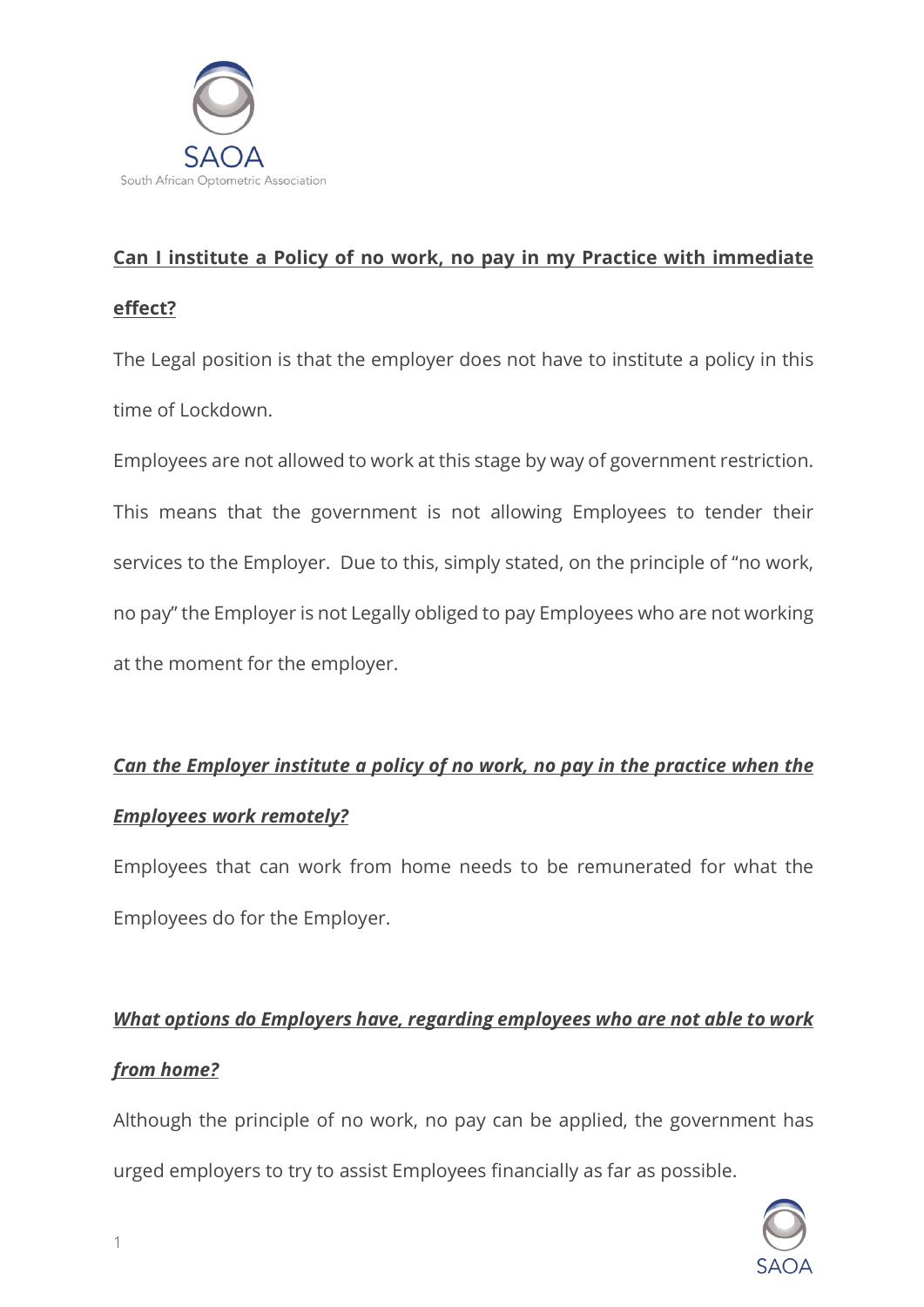**Can I institute a Policy of no work, no pay in my Practice with immediate effect?**

The Legal position is that the employer does not have to institute a policy in this time of Lockdown.

Employees are not allowed to work at this stage by way of government restriction. This means that the government is not allowing Employees to tender their services to the Employer. Due to this, simply stated, on the principle of "no work, no pay" the Employer is not Legally obliged to pay Employees who are not working at the moment for the employer.

***Can the Employer institute a policy of no work, no pay in the practice when the Employees work remotely?***

Employees that can work from home needs to be remunerated for what the Employees do for the Employer.

***What options do Employers have, regarding employees who are not able to work from home?***

Although the principle of no work, no pay can be applied, the government has urged employers to try to assist Employees financially as far as possible.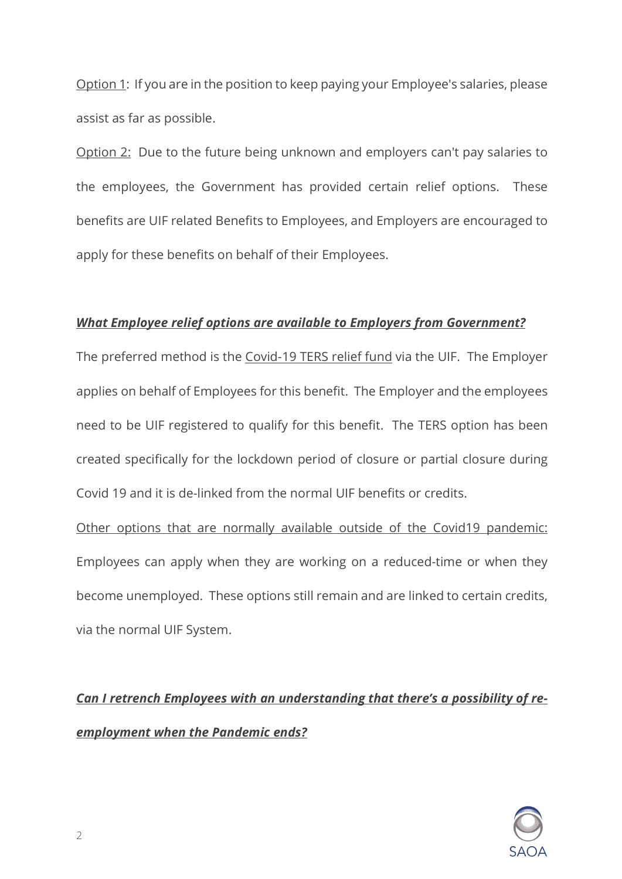Option 1: If you are in the position to keep paying your Employee's salaries, please assist as far as possible.

Option 2: Due to the future being unknown and employers can't pay salaries to the employees, the Government has provided certain relief options. These benefits are UIF related Benefits to Employees, and Employers are encouraged to apply for these benefits on behalf of their Employees.

***What Employee relief options are available to Employers from Government?***

The preferred method is the Covid-19 TERS relief fund via the UIF. The Employer applies on behalf of Employees for this benefit. The Employer and the employees need to be UIF registered to qualify for this benefit. The TERS option has been created specifically for the lockdown period of closure or partial closure during Covid 19 and it is de-linked from the normal UIF benefits or credits.

Other options that are normally available outside of the Covid19 pandemic: Employees can apply when they are working on a reduced-time or when they become unemployed. These options still remain and are linked to certain credits, via the normal UIF System.

***Can I retrench Employees with an understanding that there's a possibility of re-employment when the Pandemic ends?***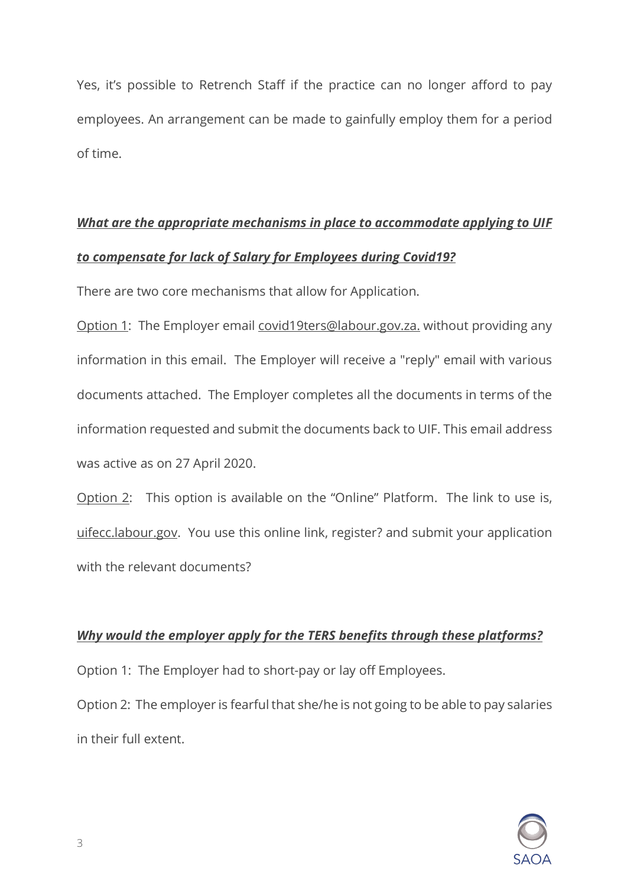Yes, it's possible to Retrench Staff if the practice can no longer afford to pay employees. An arrangement can be made to gainfully employ them for a period of time.

***<u>What are the appropriate mechanisms in place to accommodate applying to UIF to compensate for lack of Salary for Employees during Covid19?</u>***

There are two core mechanisms that allow for Application.

<u>Option 1</u>: The Employer email <u>covid19ters@labour.gov.za.</u> without providing any information in this email. The Employer will receive a "reply" email with various documents attached. The Employer completes all the documents in terms of the information requested and submit the documents back to UIF. This email address was active as on 27 April 2020.

<u>Option 2</u>: This option is available on the "Online" Platform. The link to use is, <u>uifecc.labour.gov</u>. You use this online link, register? and submit your application with the relevant documents?

***<u>Why would the employer apply for the TERS benefits through these platforms?</u>***

Option 1: The Employer had to short-pay or lay off Employees.

Option 2: The employer is fearful that she/he is not going to be able to pay salaries in their full extent.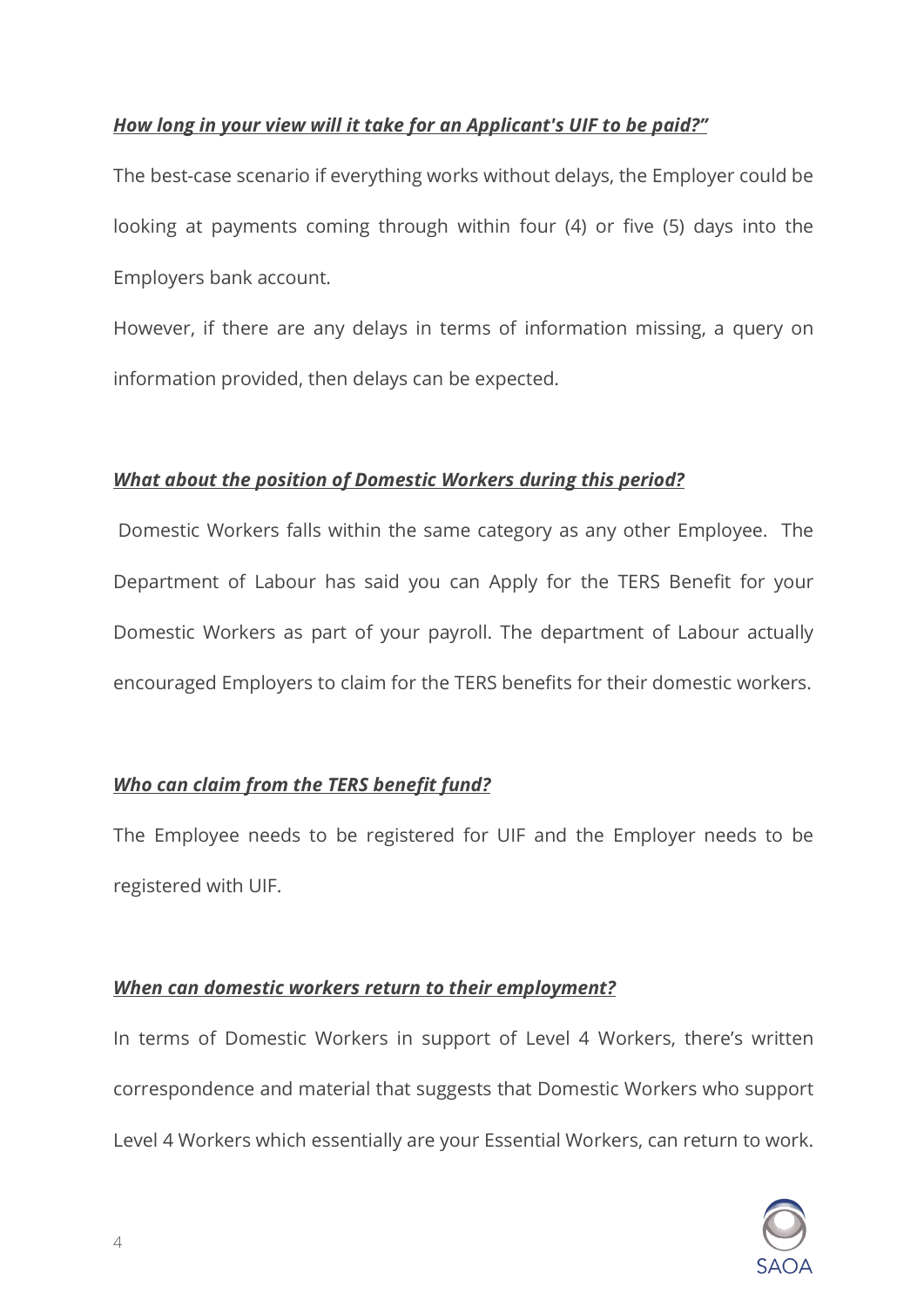***<u>How long in your view will it take for an Applicant's UIF to be paid?"</u>***

The best-case scenario if everything works without delays, the Employer could be looking at payments coming through within four (4) or five (5) days into the Employers bank account.

However, if there are any delays in terms of information missing, a query on information provided, then delays can be expected.

***<u>What about the position of Domestic Workers during this period?</u>***

Domestic Workers falls within the same category as any other Employee. The Department of Labour has said you can Apply for the TERS Benefit for your Domestic Workers as part of your payroll. The department of Labour actually encouraged Employers to claim for the TERS benefits for their domestic workers.

***<u>Who can claim from the TERS benefit fund?</u>***

The Employee needs to be registered for UIF and the Employer needs to be registered with UIF.

***<u>When can domestic workers return to their employment?</u>***

In terms of Domestic Workers in support of Level 4 Workers, there's written correspondence and material that suggests that Domestic Workers who support Level 4 Workers which essentially are your Essential Workers, can return to work.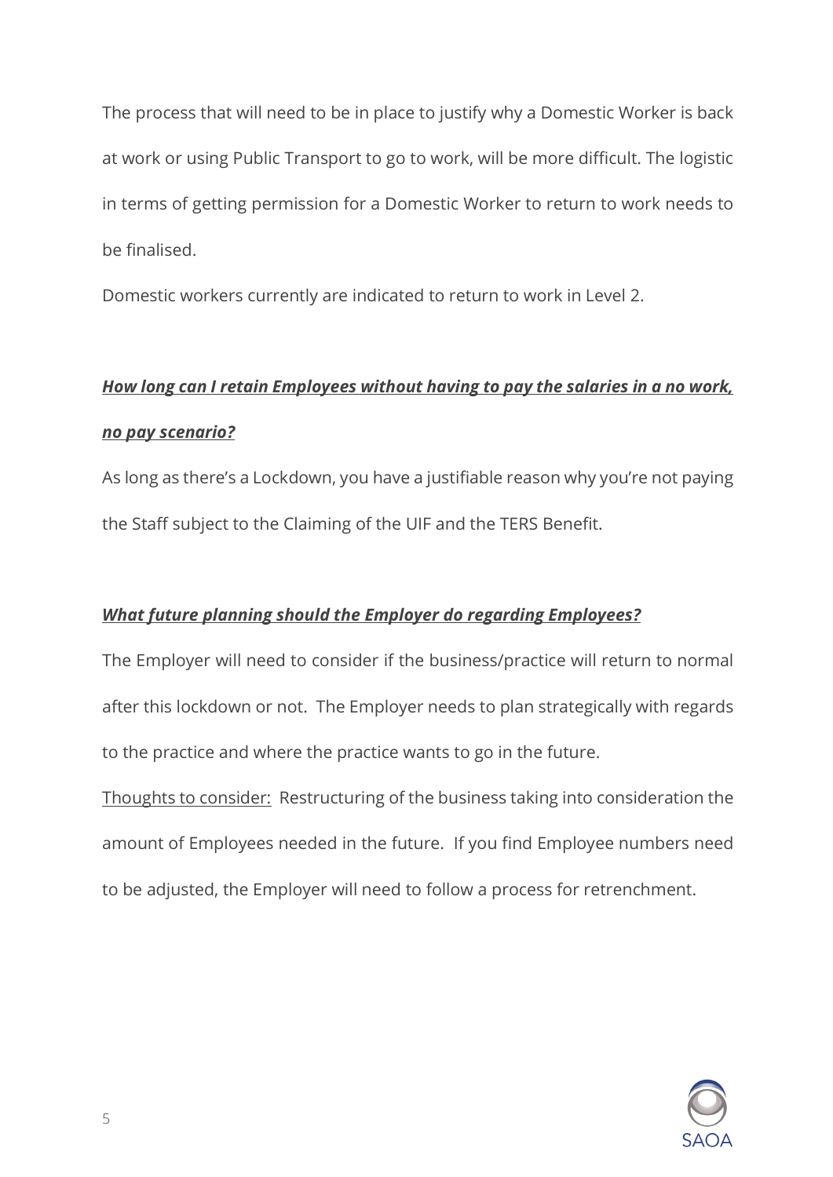The process that will need to be in place to justify why a Domestic Worker is back at work or using Public Transport to go to work, will be more difficult. The logistic in terms of getting permission for a Domestic Worker to return to work needs to be finalised.

Domestic workers currently are indicated to return to work in Level 2.

***<u>How long can I retain Employees without having to pay the salaries in a no work, no pay scenario?</u>***

As long as there's a Lockdown, you have a justifiable reason why you're not paying the Staff subject to the Claiming of the UIF and the TERS Benefit.

***<u>What future planning should the Employer do regarding Employees?</u>***

The Employer will need to consider if the business/practice will return to normal after this lockdown or not. The Employer needs to plan strategically with regards to the practice and where the practice wants to go in the future.

<u>Thoughts to consider:</u> Restructuring of the business taking into consideration the amount of Employees needed in the future. If you find Employee numbers need to be adjusted, the Employer will need to follow a process for retrenchment.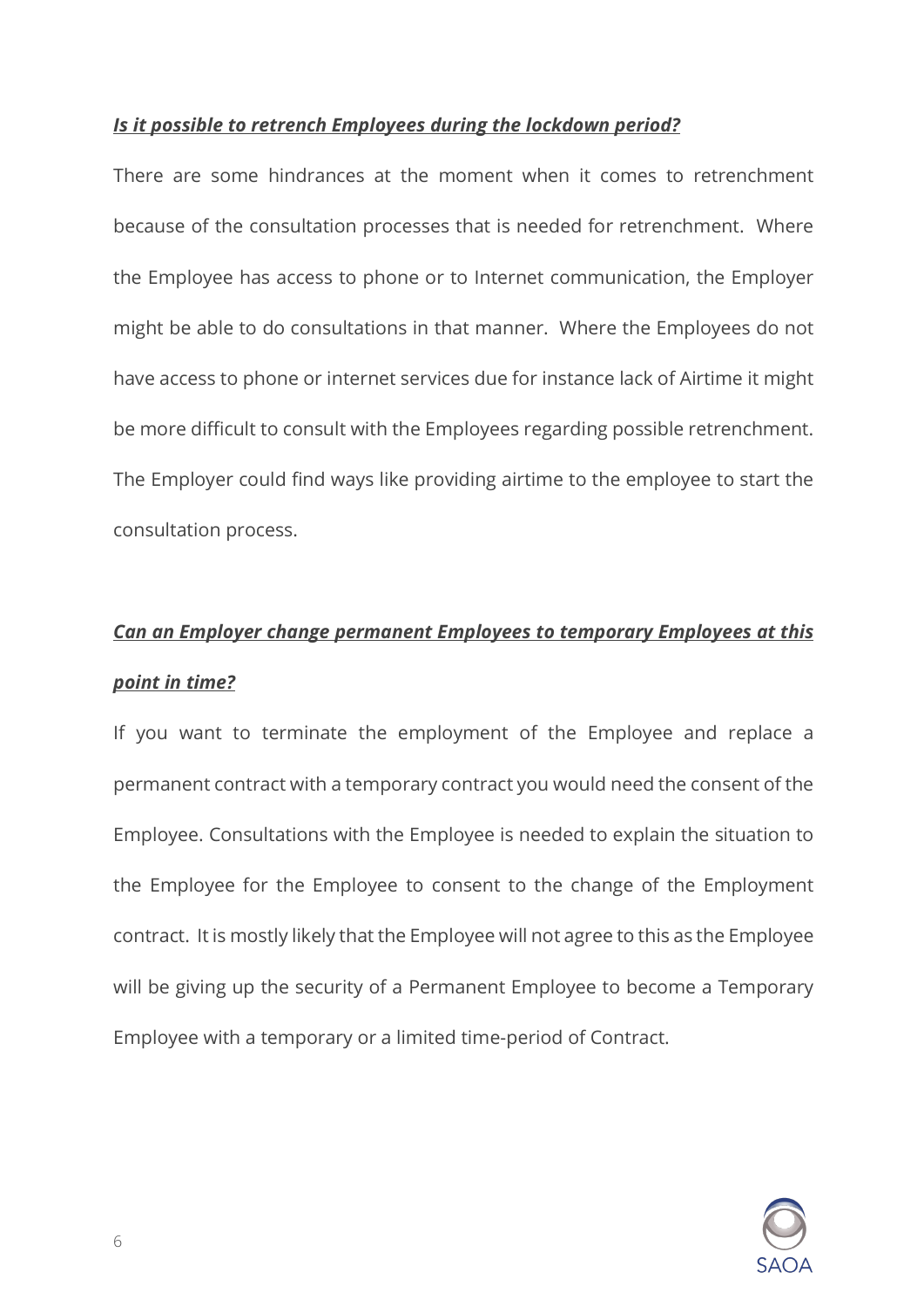***Is it possible to retrench Employees during the lockdown period?***

There are some hindrances at the moment when it comes to retrenchment because of the consultation processes that is needed for retrenchment. Where the Employee has access to phone or to Internet communication, the Employer might be able to do consultations in that manner. Where the Employees do not have access to phone or internet services due for instance lack of Airtime it might be more difficult to consult with the Employees regarding possible retrenchment. The Employer could find ways like providing airtime to the employee to start the consultation process.

***Can an Employer change permanent Employees to temporary Employees at this point in time?***

If you want to terminate the employment of the Employee and replace a permanent contract with a temporary contract you would need the consent of the Employee. Consultations with the Employee is needed to explain the situation to the Employee for the Employee to consent to the change of the Employment contract. It is mostly likely that the Employee will not agree to this as the Employee will be giving up the security of a Permanent Employee to become a Temporary Employee with a temporary or a limited time-period of Contract.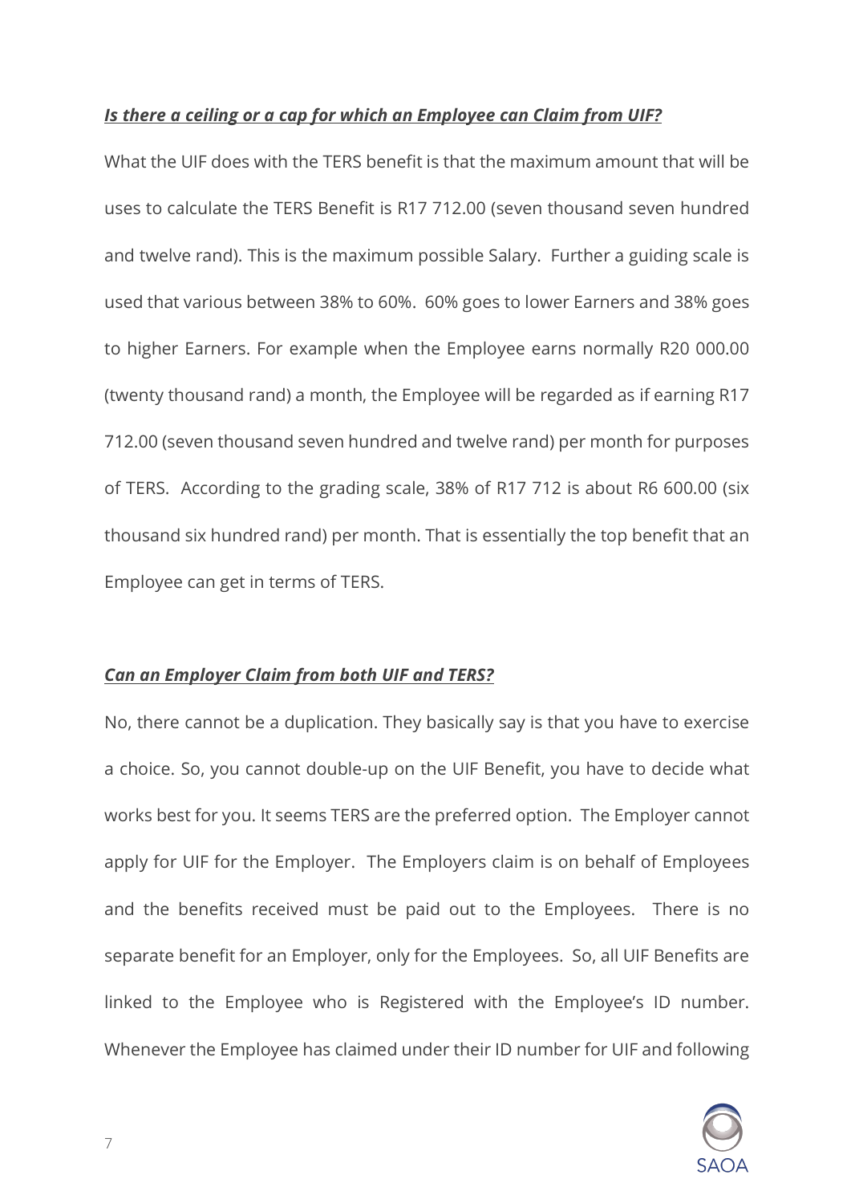***Is there a ceiling or a cap for which an Employee can Claim from UIF?***

What the UIF does with the TERS benefit is that the maximum amount that will be uses to calculate the TERS Benefit is R17 712.00 (seven thousand seven hundred and twelve rand). This is the maximum possible Salary. Further a guiding scale is used that various between 38% to 60%. 60% goes to lower Earners and 38% goes to higher Earners. For example when the Employee earns normally R20 000.00 (twenty thousand rand) a month, the Employee will be regarded as if earning R17 712.00 (seven thousand seven hundred and twelve rand) per month for purposes of TERS. According to the grading scale, 38% of R17 712 is about R6 600.00 (six thousand six hundred rand) per month. That is essentially the top benefit that an Employee can get in terms of TERS.

***Can an Employer Claim from both UIF and TERS?***

No, there cannot be a duplication. They basically say is that you have to exercise a choice. So, you cannot double-up on the UIF Benefit, you have to decide what works best for you. It seems TERS are the preferred option. The Employer cannot apply for UIF for the Employer. The Employers claim is on behalf of Employees and the benefits received must be paid out to the Employees. There is no separate benefit for an Employer, only for the Employees. So, all UIF Benefits are linked to the Employee who is Registered with the Employee's ID number. Whenever the Employee has claimed under their ID number for UIF and following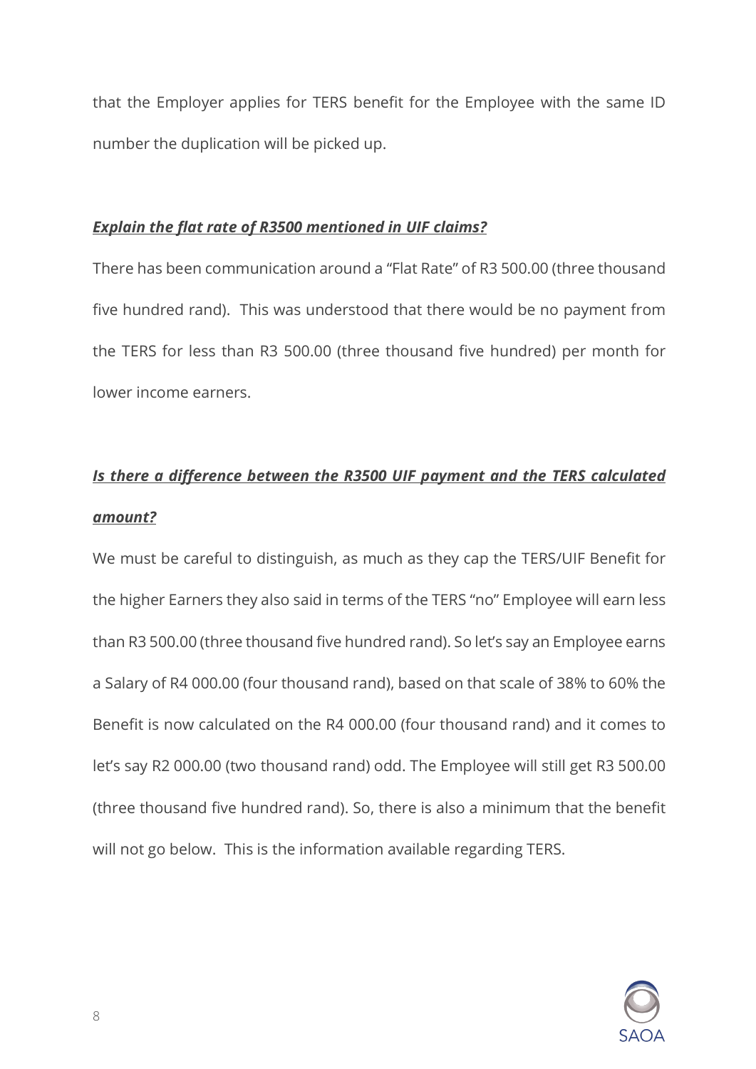that the Employer applies for TERS benefit for the Employee with the same ID number the duplication will be picked up.

***Explain the flat rate of R3500 mentioned in UIF claims?***

There has been communication around a "Flat Rate" of R3 500.00 (three thousand five hundred rand). This was understood that there would be no payment from the TERS for less than R3 500.00 (three thousand five hundred) per month for lower income earners.

***Is there a difference between the R3500 UIF payment and the TERS calculated amount?***

We must be careful to distinguish, as much as they cap the TERS/UIF Benefit for the higher Earners they also said in terms of the TERS "no" Employee will earn less than R3 500.00 (three thousand five hundred rand). So let's say an Employee earns a Salary of R4 000.00 (four thousand rand), based on that scale of 38% to 60% the Benefit is now calculated on the R4 000.00 (four thousand rand) and it comes to let's say R2 000.00 (two thousand rand) odd. The Employee will still get R3 500.00 (three thousand five hundred rand). So, there is also a minimum that the benefit will not go below. This is the information available regarding TERS.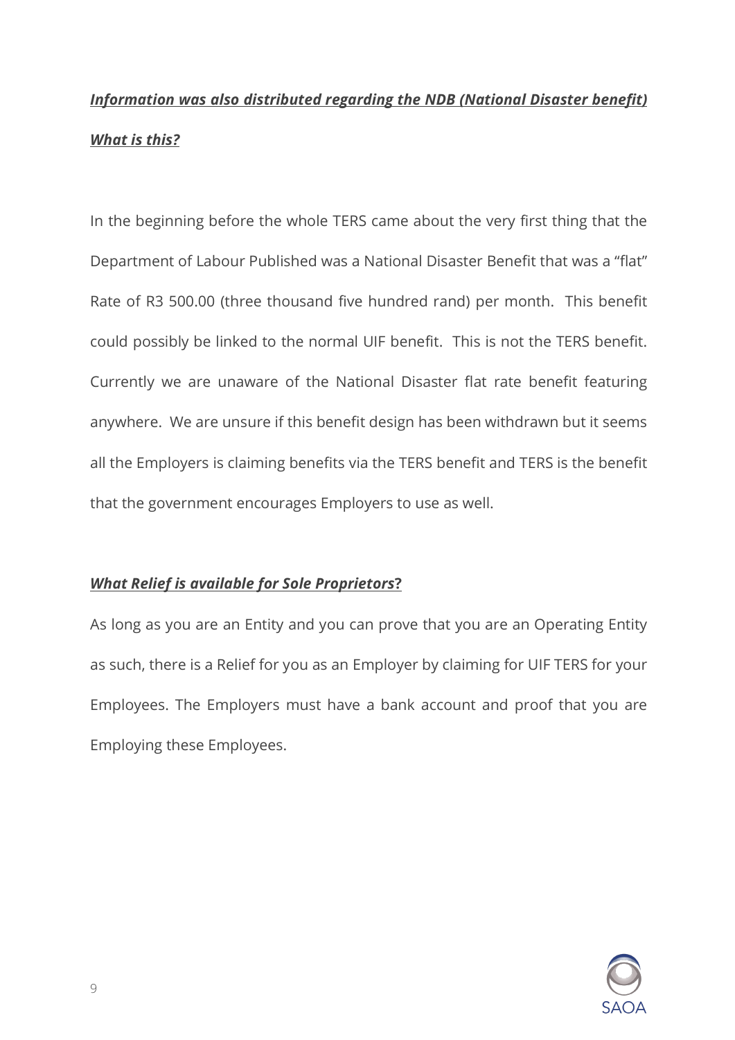***Information was also distributed regarding the NDB (National Disaster benefit) What is this?***

In the beginning before the whole TERS came about the very first thing that the Department of Labour Published was a National Disaster Benefit that was a "flat" Rate of R3 500.00 (three thousand five hundred rand) per month. This benefit could possibly be linked to the normal UIF benefit. This is not the TERS benefit. Currently we are unaware of the National Disaster flat rate benefit featuring anywhere. We are unsure if this benefit design has been withdrawn but it seems all the Employers is claiming benefits via the TERS benefit and TERS is the benefit that the government encourages Employers to use as well.

***What Relief is available for Sole Proprietors*?**

As long as you are an Entity and you can prove that you are an Operating Entity as such, there is a Relief for you as an Employer by claiming for UIF TERS for your Employees. The Employers must have a bank account and proof that you are Employing these Employees.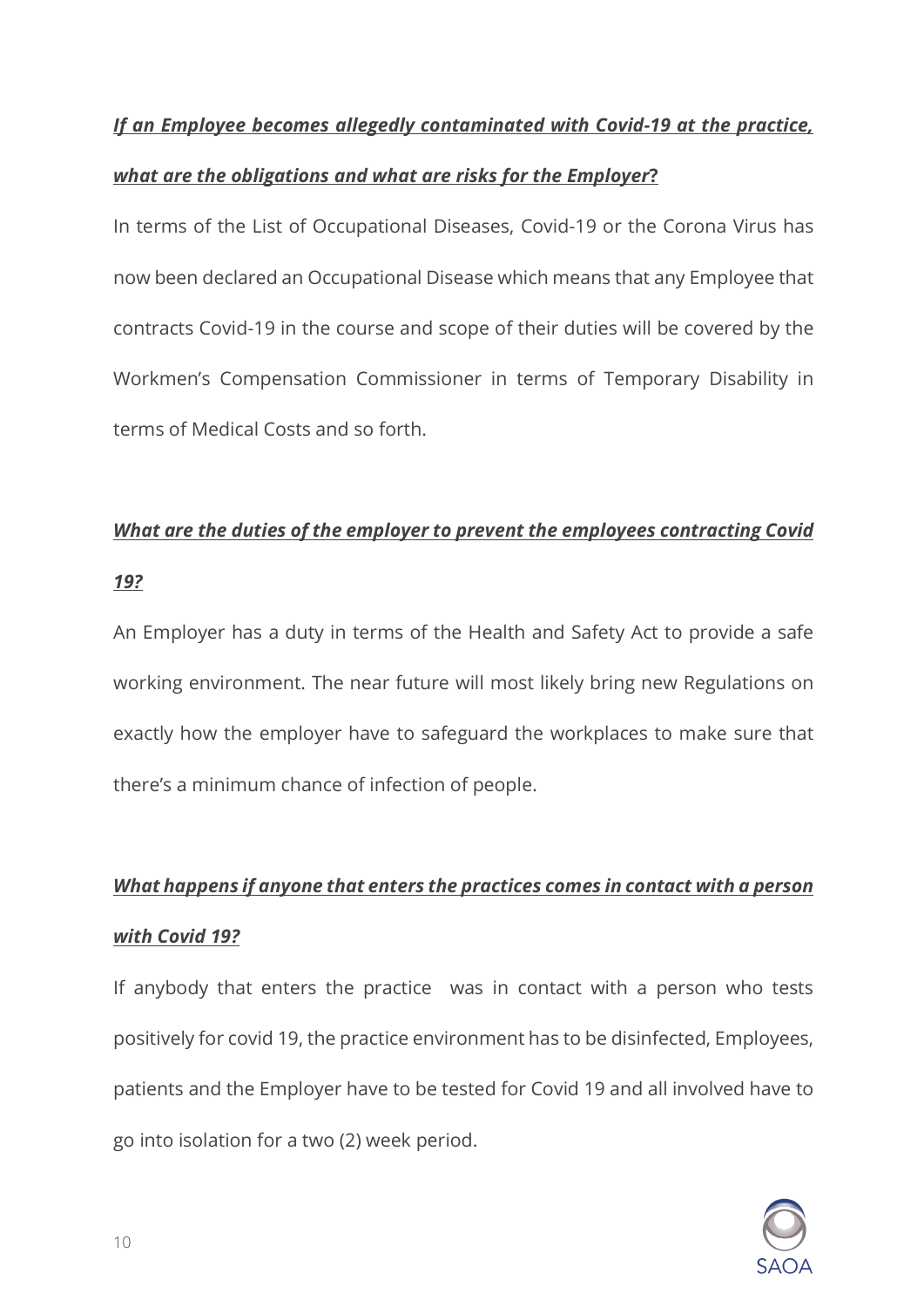***If an Employee becomes allegedly contaminated with Covid-19 at the practice, what are the obligations and what are risks for the Employer*?**

In terms of the List of Occupational Diseases, Covid-19 or the Corona Virus has now been declared an Occupational Disease which means that any Employee that contracts Covid-19 in the course and scope of their duties will be covered by the Workmen's Compensation Commissioner in terms of Temporary Disability in terms of Medical Costs and so forth.

***What are the duties of the employer to prevent the employees contracting Covid 19?***

An Employer has a duty in terms of the Health and Safety Act to provide a safe working environment. The near future will most likely bring new Regulations on exactly how the employer have to safeguard the workplaces to make sure that there's a minimum chance of infection of people.

***What happens if anyone that enters the practices comes in contact with a person with Covid 19?***

If anybody that enters the practice was in contact with a person who tests positively for covid 19, the practice environment has to be disinfected, Employees, patients and the Employer have to be tested for Covid 19 and all involved have to go into isolation for a two (2) week period.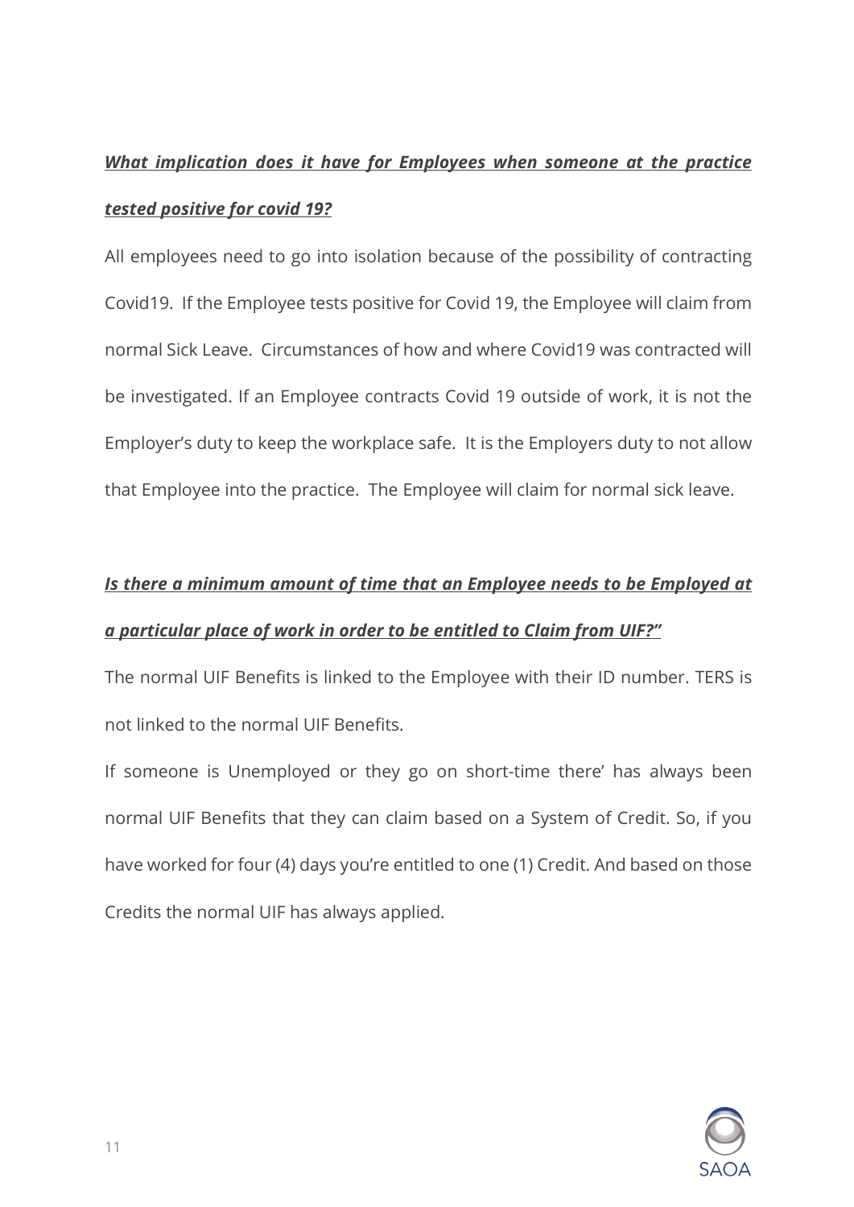***<u>What implication does it have for Employees when someone at the practice tested positive for covid 19?</u>***

All employees need to go into isolation because of the possibility of contracting Covid19. If the Employee tests positive for Covid 19, the Employee will claim from normal Sick Leave. Circumstances of how and where Covid19 was contracted will be investigated. If an Employee contracts Covid 19 outside of work, it is not the Employer's duty to keep the workplace safe. It is the Employers duty to not allow that Employee into the practice. The Employee will claim for normal sick leave.

***<u>Is there a minimum amount of time that an Employee needs to be Employed at a particular place of work in order to be entitled to Claim from UIF?"</u>***

The normal UIF Benefits is linked to the Employee with their ID number. TERS is not linked to the normal UIF Benefits.

If someone is Unemployed or they go on short-time there' has always been normal UIF Benefits that they can claim based on a System of Credit. So, if you have worked for four (4) days you're entitled to one (1) Credit. And based on those Credits the normal UIF has always applied.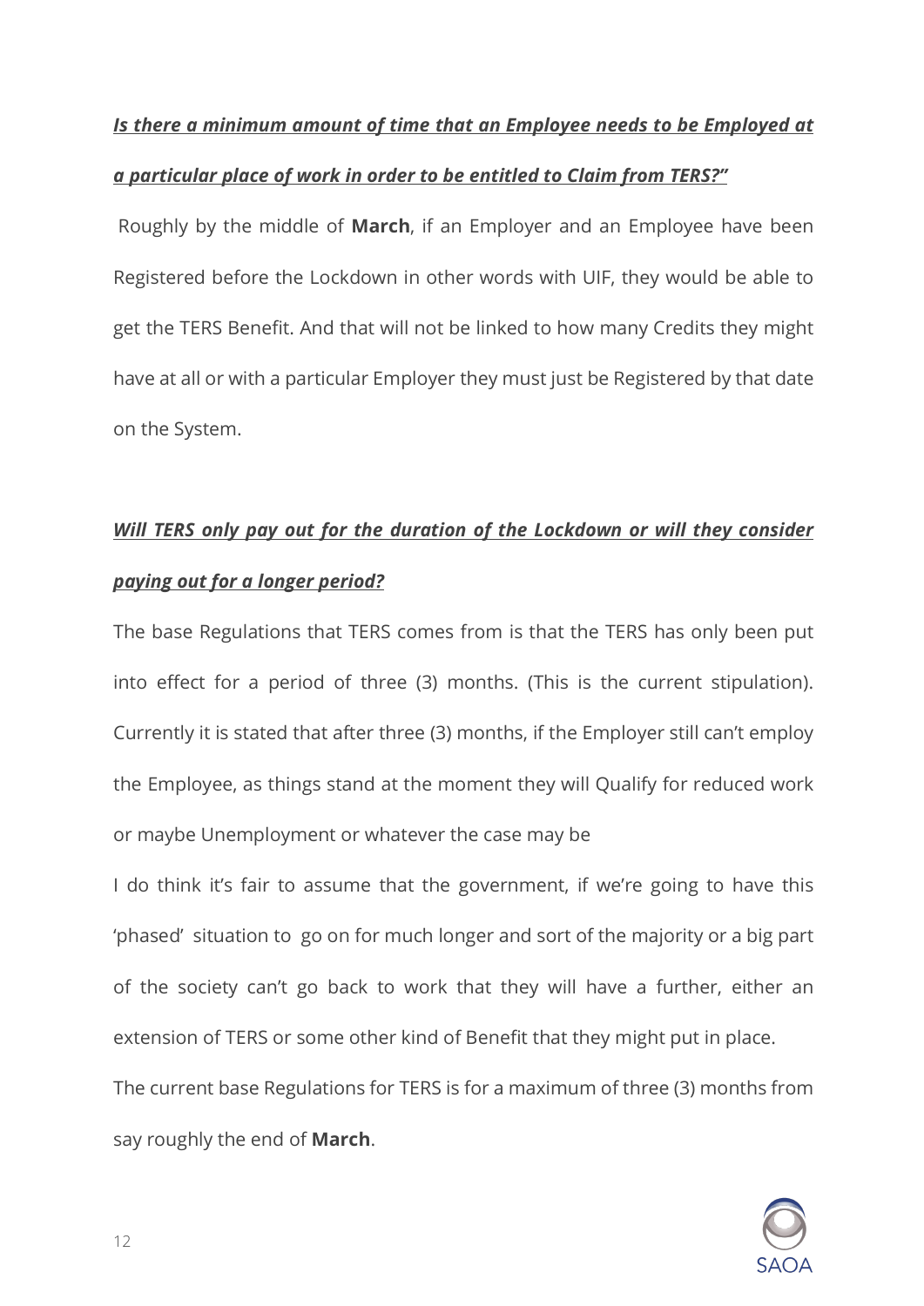***Is there a minimum amount of time that an Employee needs to be Employed at a particular place of work in order to be entitled to Claim from TERS?"***

Roughly by the middle of **March**, if an Employer and an Employee have been Registered before the Lockdown in other words with UIF, they would be able to get the TERS Benefit. And that will not be linked to how many Credits they might have at all or with a particular Employer they must just be Registered by that date on the System.

***Will TERS only pay out for the duration of the Lockdown or will they consider paying out for a longer period?***

The base Regulations that TERS comes from is that the TERS has only been put into effect for a period of three (3) months. (This is the current stipulation). Currently it is stated that after three (3) months, if the Employer still can't employ the Employee, as things stand at the moment they will Qualify for reduced work or maybe Unemployment or whatever the case may be

I do think it's fair to assume that the government, if we're going to have this 'phased' situation to go on for much longer and sort of the majority or a big part of the society can't go back to work that they will have a further, either an extension of TERS or some other kind of Benefit that they might put in place.

The current base Regulations for TERS is for a maximum of three (3) months from say roughly the end of **March**.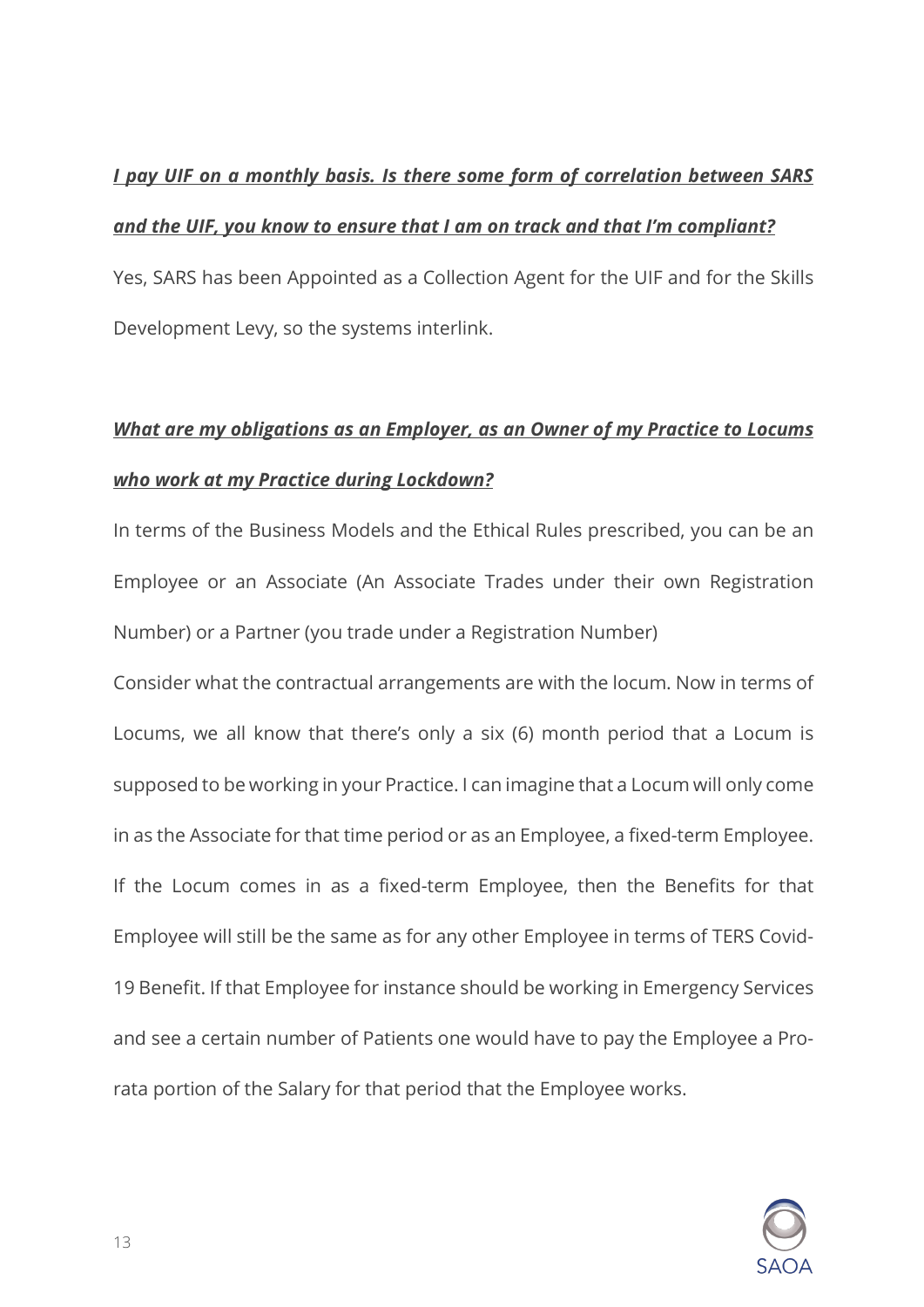***I pay UIF on a monthly basis. Is there some form of correlation between SARS and the UIF, you know to ensure that I am on track and that I'm compliant?***

Yes, SARS has been Appointed as a Collection Agent for the UIF and for the Skills Development Levy, so the systems interlink.

***What are my obligations as an Employer, as an Owner of my Practice to Locums who work at my Practice during Lockdown?***

In terms of the Business Models and the Ethical Rules prescribed, you can be an Employee or an Associate (An Associate Trades under their own Registration Number) or a Partner (you trade under a Registration Number)

Consider what the contractual arrangements are with the locum. Now in terms of Locums, we all know that there's only a six (6) month period that a Locum is supposed to be working in your Practice. I can imagine that a Locum will only come in as the Associate for that time period or as an Employee, a fixed-term Employee. If the Locum comes in as a fixed-term Employee, then the Benefits for that Employee will still be the same as for any other Employee in terms of TERS Covid-19 Benefit. If that Employee for instance should be working in Emergency Services and see a certain number of Patients one would have to pay the Employee a Pro-rata portion of the Salary for that period that the Employee works.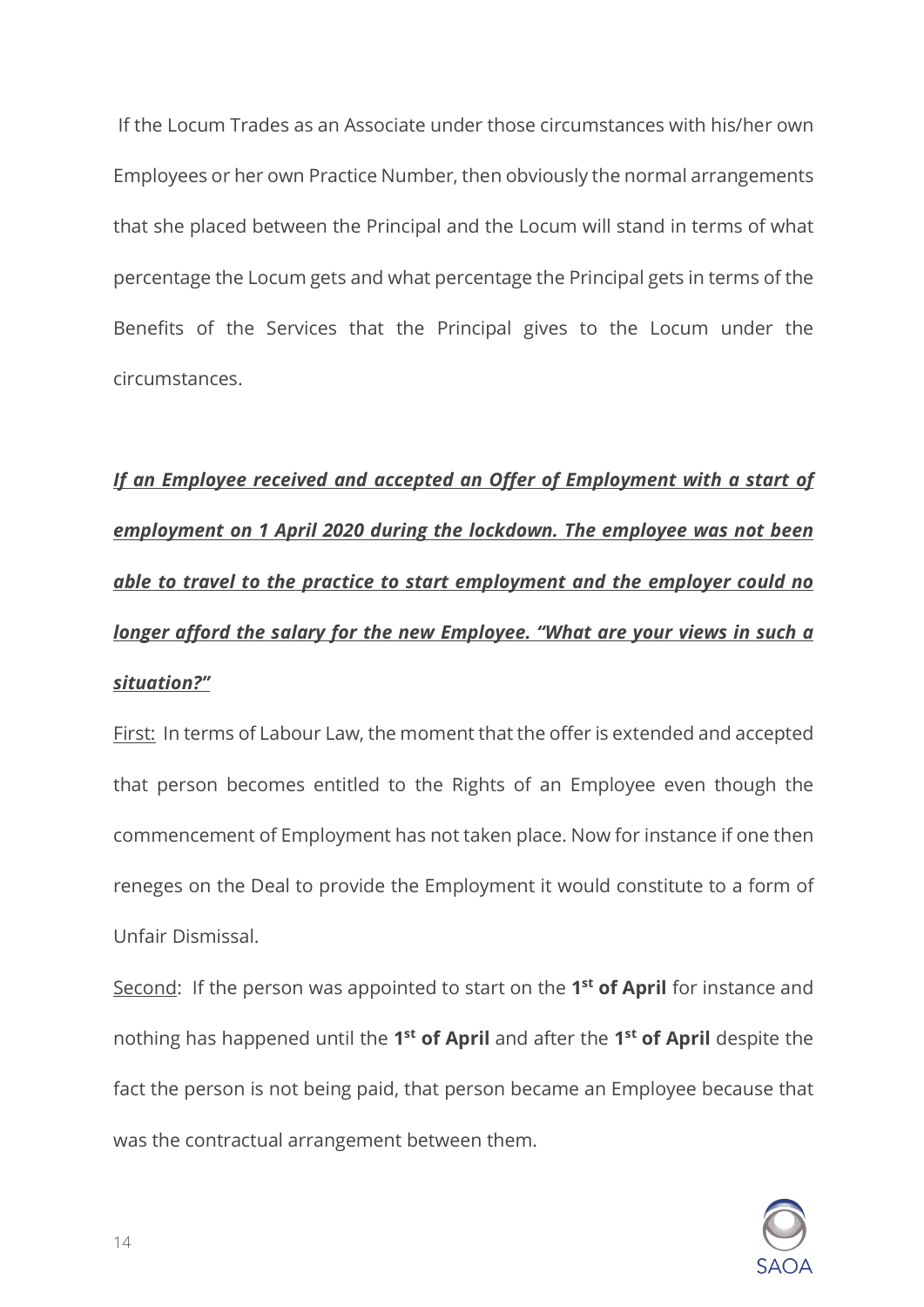If the Locum Trades as an Associate under those circumstances with his/her own Employees or her own Practice Number, then obviously the normal arrangements that she placed between the Principal and the Locum will stand in terms of what percentage the Locum gets and what percentage the Principal gets in terms of the Benefits of the Services that the Principal gives to the Locum under the circumstances.

***<u>If an Employee received and accepted an Offer of Employment with a start of employment on 1 April 2020 during the lockdown. The employee was not been able to travel to the practice to start employment and the employer could no longer afford the salary for the new Employee. "What are your views in such a situation?"</u>***

<u>First:</u> In terms of Labour Law, the moment that the offer is extended and accepted that person becomes entitled to the Rights of an Employee even though the commencement of Employment has not taken place. Now for instance if one then reneges on the Deal to provide the Employment it would constitute to a form of Unfair Dismissal.

<u>Second</u>: If the person was appointed to start on the **1st of April** for instance and nothing has happened until the **1st of April** and after the **1st of April** despite the fact the person is not being paid, that person became an Employee because that was the contractual arrangement between them.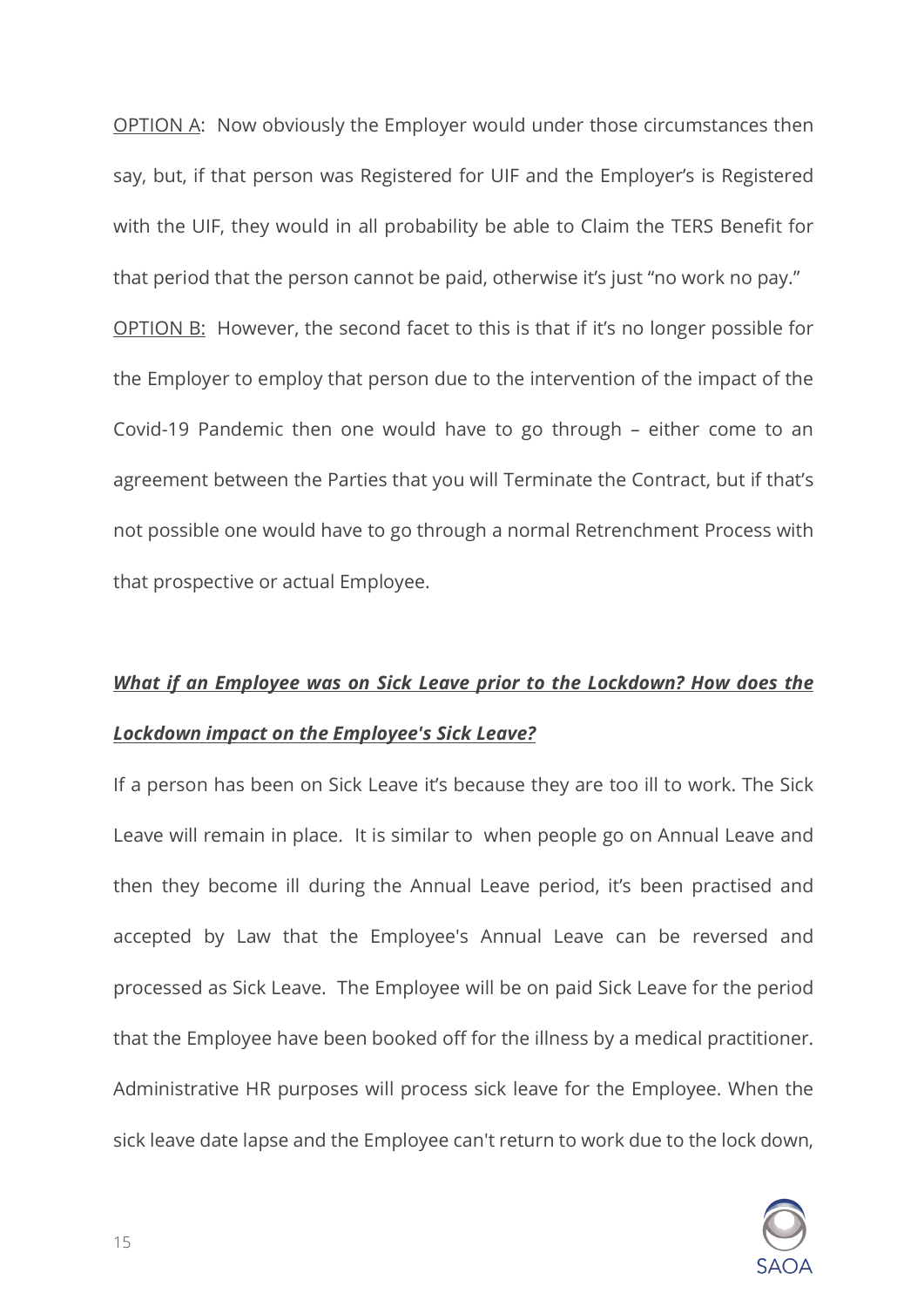<u>OPTION A</u>: Now obviously the Employer would under those circumstances then say, but, if that person was Registered for UIF and the Employer's is Registered with the UIF, they would in all probability be able to Claim the TERS Benefit for that period that the person cannot be paid, otherwise it's just "no work no pay."

<u>OPTION B:</u> However, the second facet to this is that if it's no longer possible for the Employer to employ that person due to the intervention of the impact of the Covid-19 Pandemic then one would have to go through – either come to an agreement between the Parties that you will Terminate the Contract, but if that's not possible one would have to go through a normal Retrenchment Process with that prospective or actual Employee.

***<u>What if an Employee was on Sick Leave prior to the Lockdown? How does the Lockdown impact on the Employee's Sick Leave?</u>***

If a person has been on Sick Leave it's because they are too ill to work. The Sick Leave will remain in place. It is similar to when people go on Annual Leave and then they become ill during the Annual Leave period, it's been practised and accepted by Law that the Employee's Annual Leave can be reversed and processed as Sick Leave. The Employee will be on paid Sick Leave for the period that the Employee have been booked off for the illness by a medical practitioner. Administrative HR purposes will process sick leave for the Employee. When the sick leave date lapse and the Employee can't return to work due to the lock down,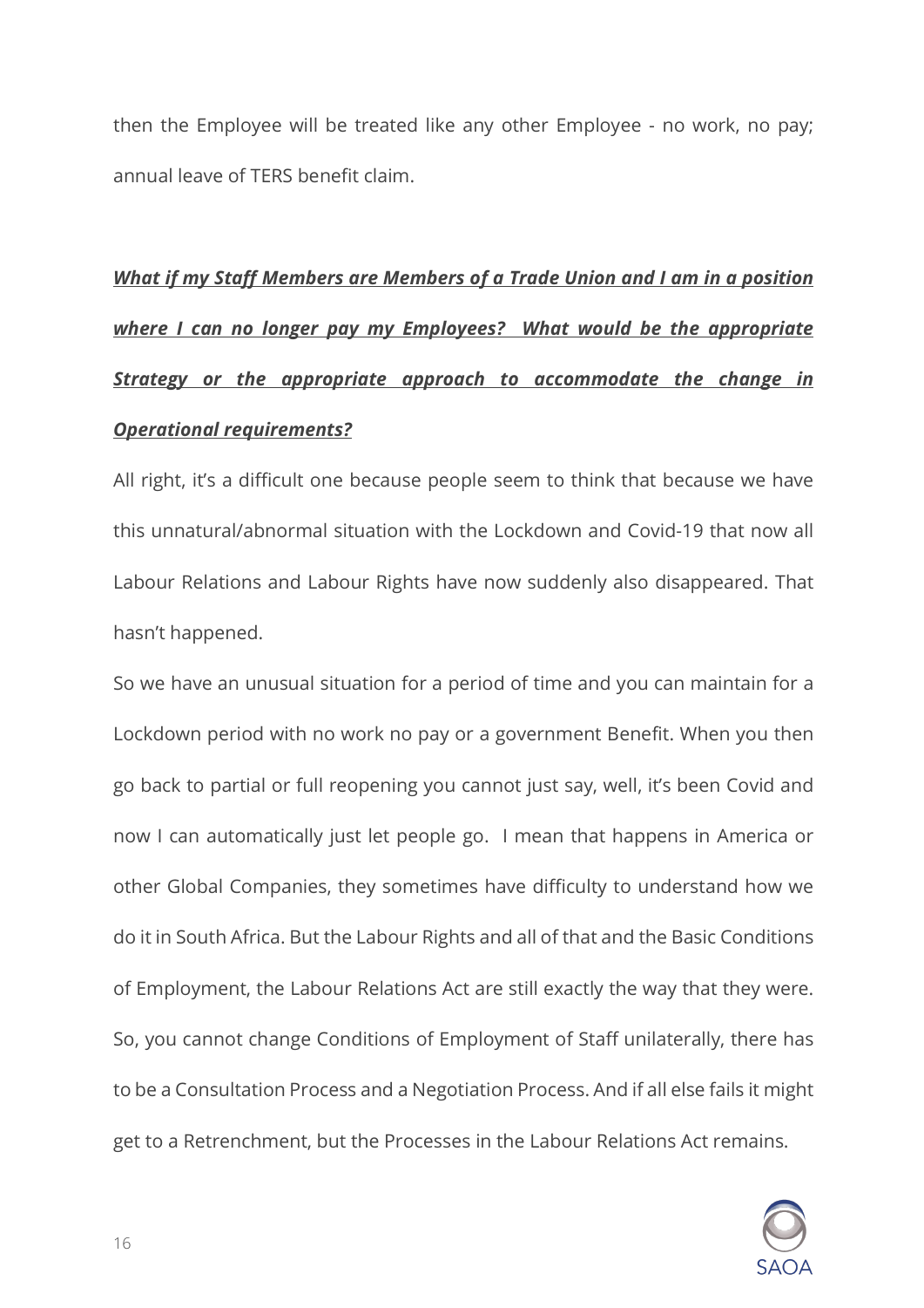then the Employee will be treated like any other Employee - no work, no pay; annual leave of TERS benefit claim.

***<u>What if my Staff Members are Members of a Trade Union and I am in a position where I can no longer pay my Employees? What would be the appropriate Strategy or the appropriate approach to accommodate the change in Operational requirements?</u>***

All right, it's a difficult one because people seem to think that because we have this unnatural/abnormal situation with the Lockdown and Covid-19 that now all Labour Relations and Labour Rights have now suddenly also disappeared. That hasn't happened.

So we have an unusual situation for a period of time and you can maintain for a Lockdown period with no work no pay or a government Benefit. When you then go back to partial or full reopening you cannot just say, well, it's been Covid and now I can automatically just let people go. I mean that happens in America or other Global Companies, they sometimes have difficulty to understand how we do it in South Africa. But the Labour Rights and all of that and the Basic Conditions of Employment, the Labour Relations Act are still exactly the way that they were. So, you cannot change Conditions of Employment of Staff unilaterally, there has to be a Consultation Process and a Negotiation Process. And if all else fails it might get to a Retrenchment, but the Processes in the Labour Relations Act remains.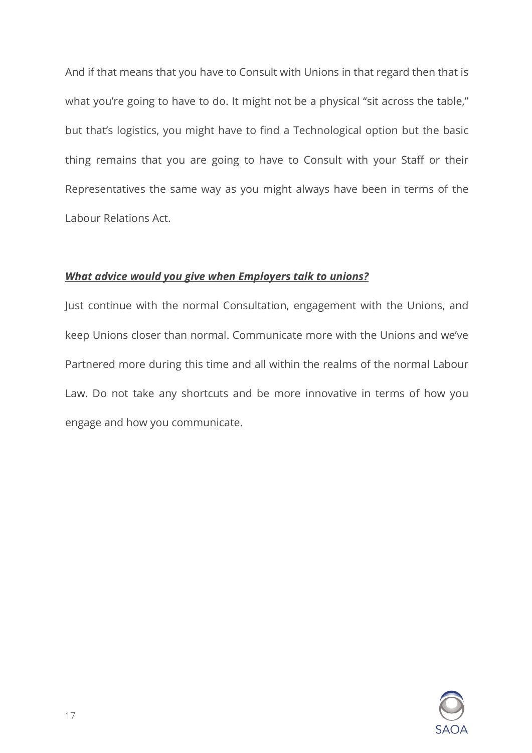And if that means that you have to Consult with Unions in that regard then that is what you're going to have to do. It might not be a physical "sit across the table," but that's logistics, you might have to find a Technological option but the basic thing remains that you are going to have to Consult with your Staff or their Representatives the same way as you might always have been in terms of the Labour Relations Act.

***What advice would you give when Employers talk to unions?***

Just continue with the normal Consultation, engagement with the Unions, and keep Unions closer than normal. Communicate more with the Unions and we've Partnered more during this time and all within the realms of the normal Labour Law. Do not take any shortcuts and be more innovative in terms of how you engage and how you communicate.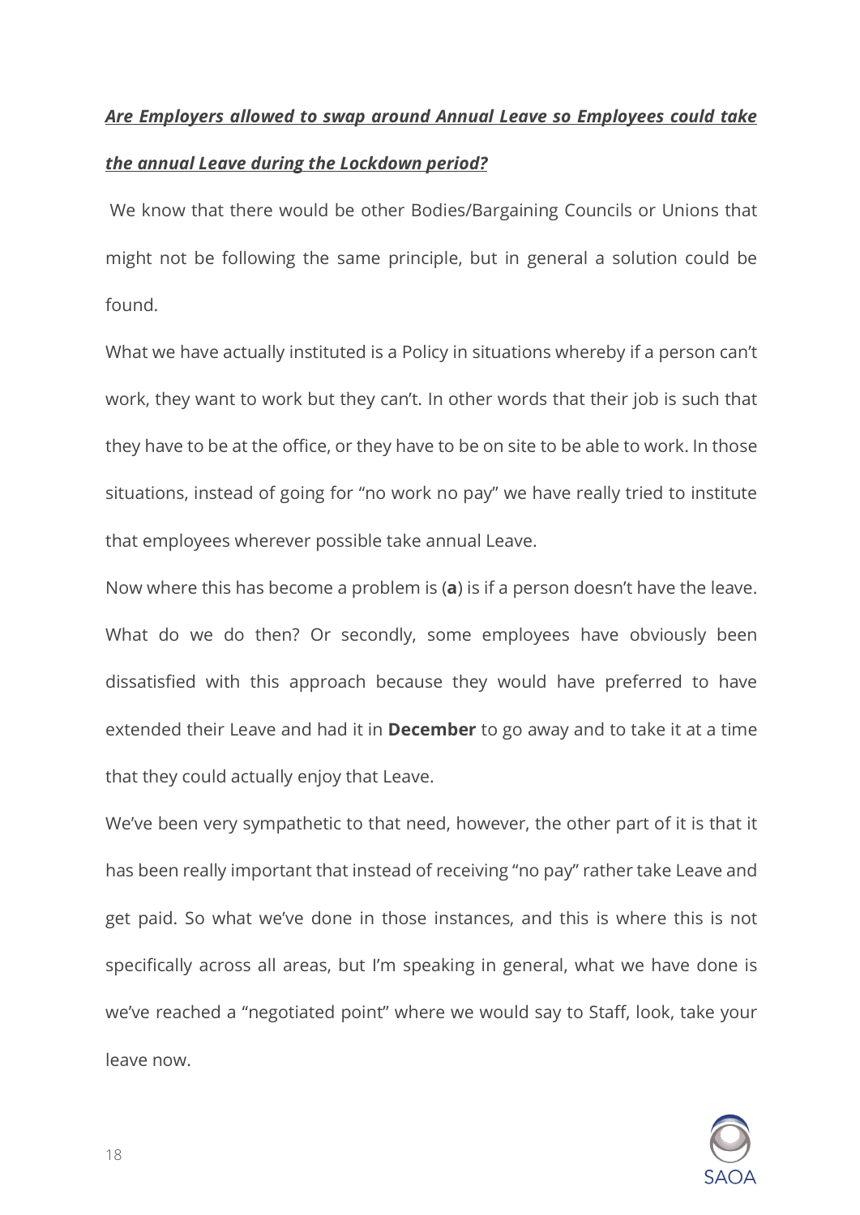***Are Employers allowed to swap around Annual Leave so Employees could take the annual Leave during the Lockdown period?***

We know that there would be other Bodies/Bargaining Councils or Unions that might not be following the same principle, but in general a solution could be found.

What we have actually instituted is a Policy in situations whereby if a person can't work, they want to work but they can't. In other words that their job is such that they have to be at the office, or they have to be on site to be able to work. In those situations, instead of going for "no work no pay" we have really tried to institute that employees wherever possible take annual Leave.

Now where this has become a problem is (**a**) is if a person doesn't have the leave. What do we do then? Or secondly, some employees have obviously been dissatisfied with this approach because they would have preferred to have extended their Leave and had it in **December** to go away and to take it at a time that they could actually enjoy that Leave.

We've been very sympathetic to that need, however, the other part of it is that it has been really important that instead of receiving "no pay" rather take Leave and get paid. So what we've done in those instances, and this is where this is not specifically across all areas, but I'm speaking in general, what we have done is we've reached a "negotiated point" where we would say to Staff, look, take your leave now.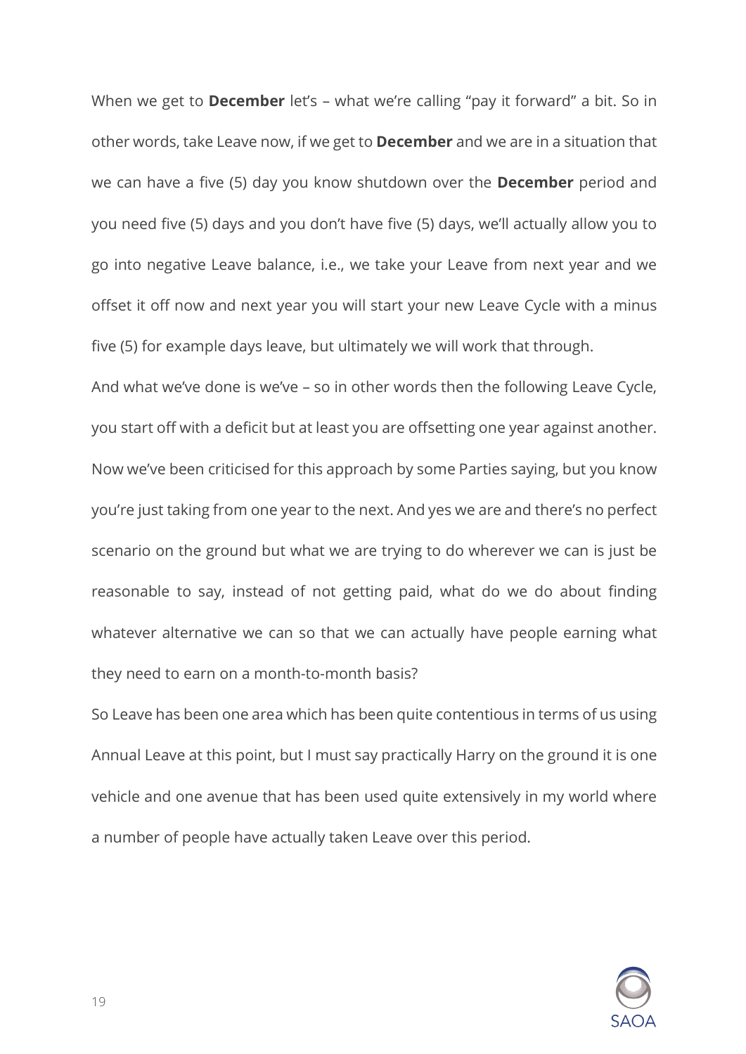When we get to **December** let's – what we're calling "pay it forward" a bit. So in other words, take Leave now, if we get to **December** and we are in a situation that we can have a five (5) day you know shutdown over the **December** period and you need five (5) days and you don't have five (5) days, we'll actually allow you to go into negative Leave balance, i.e., we take your Leave from next year and we offset it off now and next year you will start your new Leave Cycle with a minus five (5) for example days leave, but ultimately we will work that through.

And what we've done is we've – so in other words then the following Leave Cycle, you start off with a deficit but at least you are offsetting one year against another. Now we've been criticised for this approach by some Parties saying, but you know you're just taking from one year to the next. And yes we are and there's no perfect scenario on the ground but what we are trying to do wherever we can is just be reasonable to say, instead of not getting paid, what do we do about finding whatever alternative we can so that we can actually have people earning what they need to earn on a month-to-month basis?

So Leave has been one area which has been quite contentious in terms of us using Annual Leave at this point, but I must say practically Harry on the ground it is one vehicle and one avenue that has been used quite extensively in my world where a number of people have actually taken Leave over this period.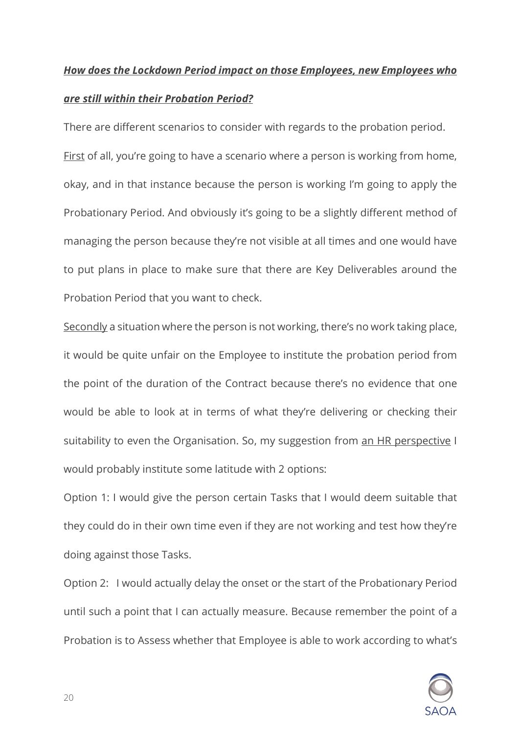***<u>How does the Lockdown Period impact on those Employees, new Employees who are still within their Probation Period?</u>***

There are different scenarios to consider with regards to the probation period.

<u>First</u> of all, you're going to have a scenario where a person is working from home, okay, and in that instance because the person is working I'm going to apply the Probationary Period. And obviously it's going to be a slightly different method of managing the person because they're not visible at all times and one would have to put plans in place to make sure that there are Key Deliverables around the Probation Period that you want to check.

<u>Secondly</u> a situation where the person is not working, there's no work taking place, it would be quite unfair on the Employee to institute the probation period from the point of the duration of the Contract because there's no evidence that one would be able to look at in terms of what they're delivering or checking their suitability to even the Organisation. So, my suggestion from <u>an HR perspective</u> I would probably institute some latitude with 2 options:

Option 1: I would give the person certain Tasks that I would deem suitable that they could do in their own time even if they are not working and test how they're doing against those Tasks.

Option 2: I would actually delay the onset or the start of the Probationary Period until such a point that I can actually measure. Because remember the point of a Probation is to Assess whether that Employee is able to work according to what's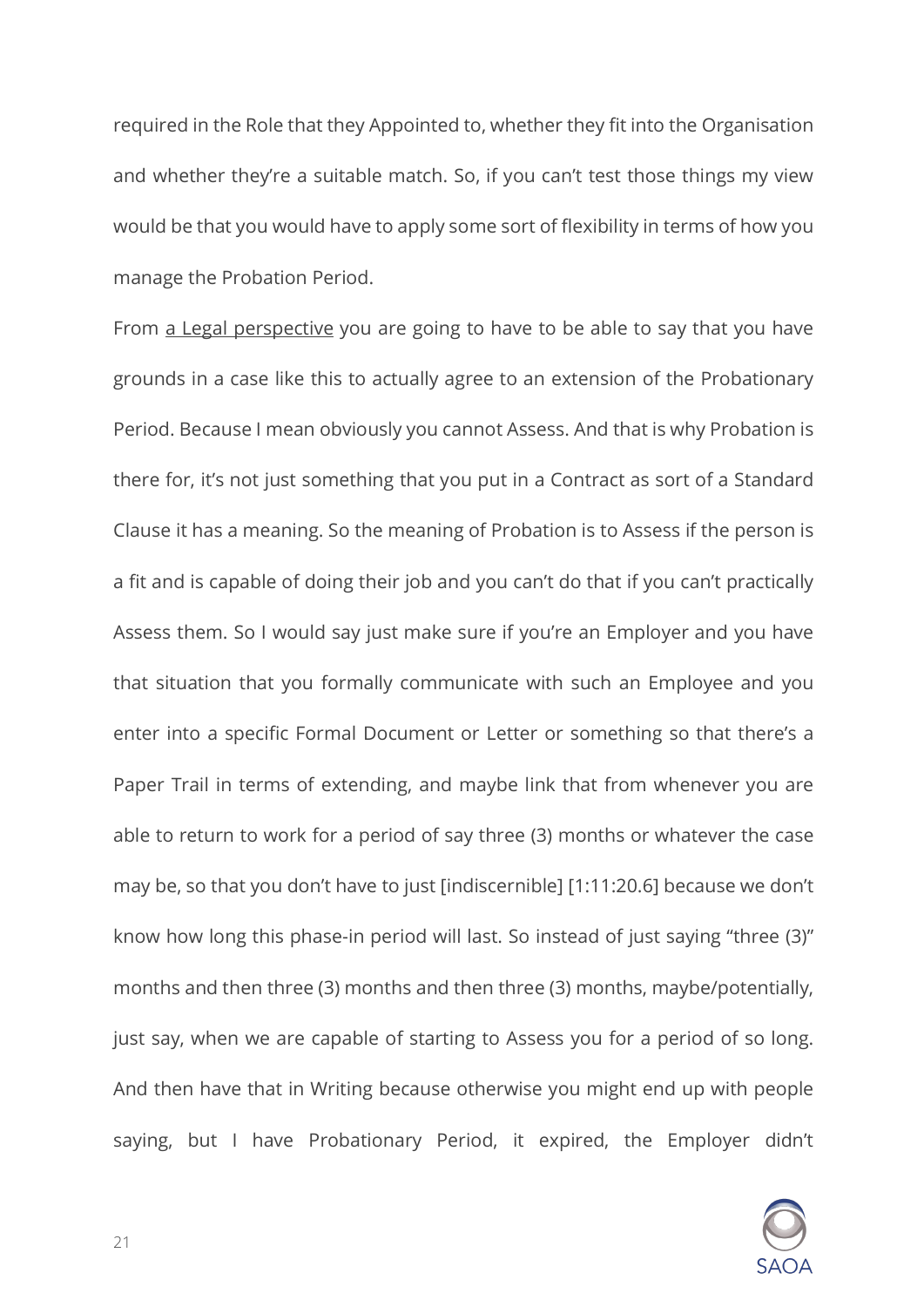required in the Role that they Appointed to, whether they fit into the Organisation and whether they're a suitable match. So, if you can't test those things my view would be that you would have to apply some sort of flexibility in terms of how you manage the Probation Period.

From a Legal perspective you are going to have to be able to say that you have grounds in a case like this to actually agree to an extension of the Probationary Period. Because I mean obviously you cannot Assess. And that is why Probation is there for, it's not just something that you put in a Contract as sort of a Standard Clause it has a meaning. So the meaning of Probation is to Assess if the person is a fit and is capable of doing their job and you can't do that if you can't practically Assess them. So I would say just make sure if you're an Employer and you have that situation that you formally communicate with such an Employee and you enter into a specific Formal Document or Letter or something so that there's a Paper Trail in terms of extending, and maybe link that from whenever you are able to return to work for a period of say three (3) months or whatever the case may be, so that you don't have to just [indiscernible] [1:11:20.6] because we don't know how long this phase-in period will last. So instead of just saying "three (3)" months and then three (3) months and then three (3) months, maybe/potentially, just say, when we are capable of starting to Assess you for a period of so long. And then have that in Writing because otherwise you might end up with people saying, but I have Probationary Period, it expired, the Employer didn't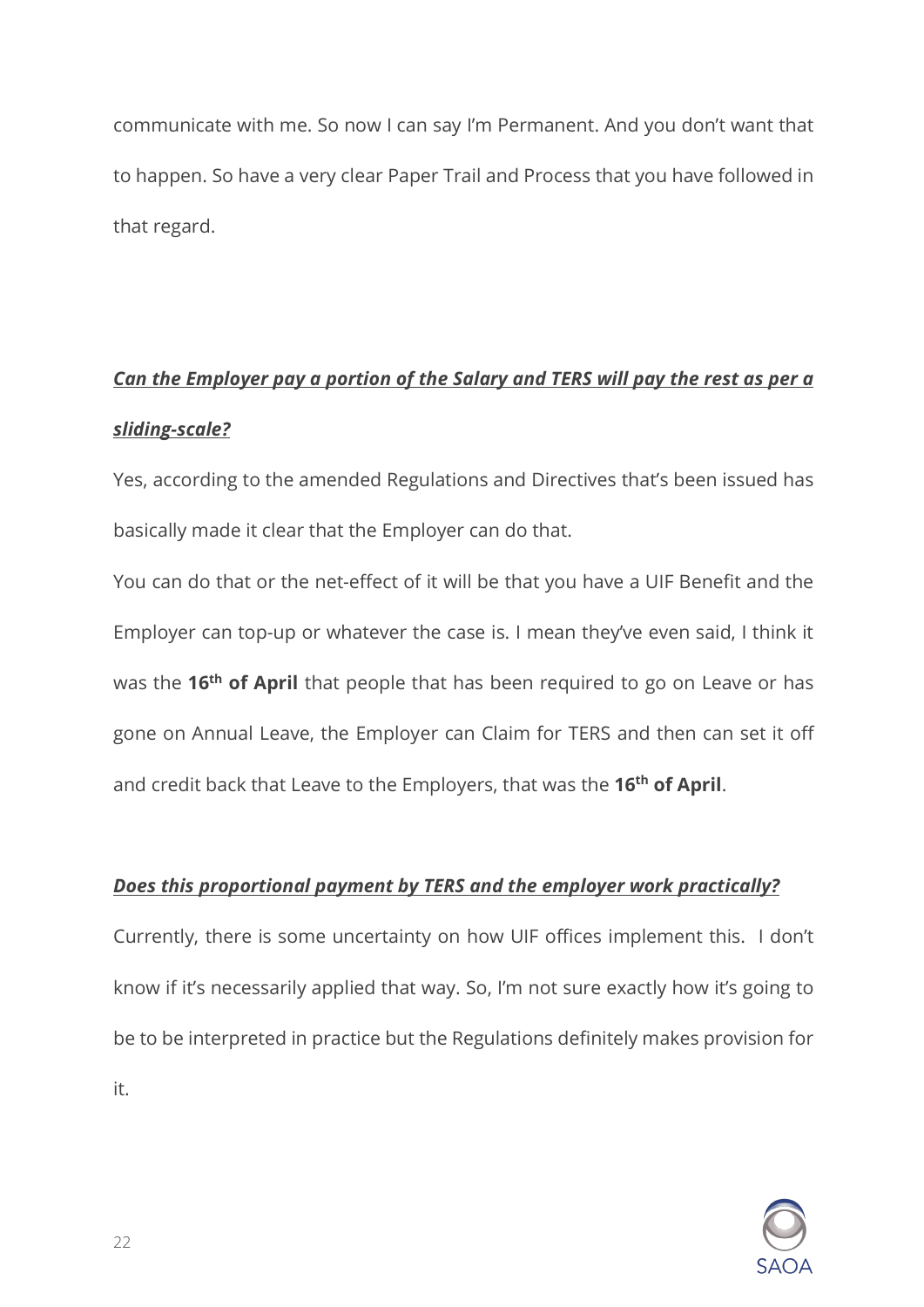communicate with me. So now I can say I'm Permanent. And you don't want that to happen. So have a very clear Paper Trail and Process that you have followed in that regard.

***Can the Employer pay a portion of the Salary and TERS will pay the rest as per a sliding-scale?***

Yes, according to the amended Regulations and Directives that's been issued has basically made it clear that the Employer can do that.

You can do that or the net-effect of it will be that you have a UIF Benefit and the Employer can top-up or whatever the case is. I mean they've even said, I think it was the **16th of April** that people that has been required to go on Leave or has gone on Annual Leave, the Employer can Claim for TERS and then can set it off and credit back that Leave to the Employers, that was the **16th of April**.

***Does this proportional payment by TERS and the employer work practically?***

Currently, there is some uncertainty on how UIF offices implement this. I don't know if it's necessarily applied that way. So, I'm not sure exactly how it's going to be to be interpreted in practice but the Regulations definitely makes provision for it.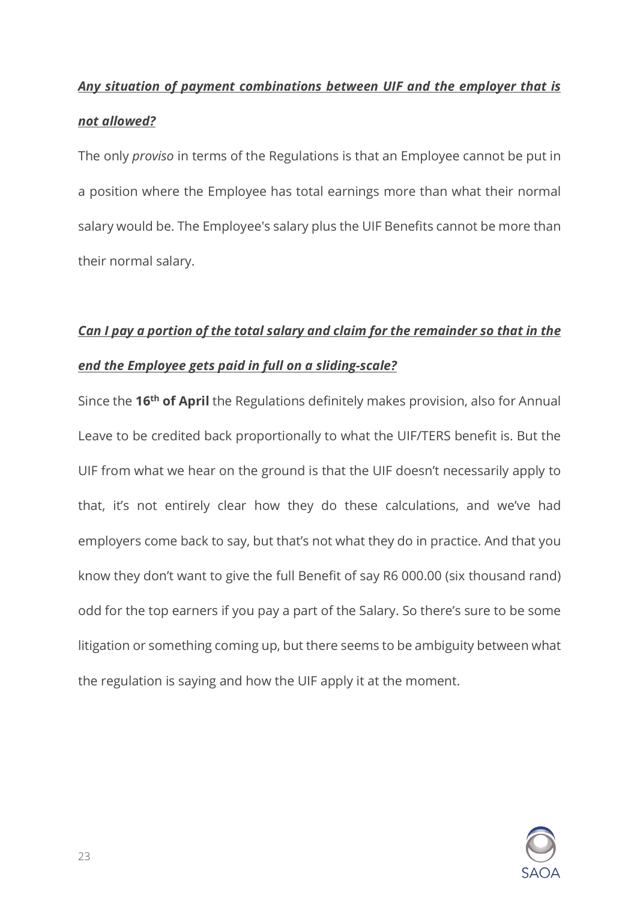***<u>Any situation of payment combinations between UIF and the employer that is not allowed?</u>***

The only *proviso* in terms of the Regulations is that an Employee cannot be put in a position where the Employee has total earnings more than what their normal salary would be. The Employee's salary plus the UIF Benefits cannot be more than their normal salary.

***<u>Can I pay a portion of the total salary and claim for the remainder so that in the end the Employee gets paid in full on a sliding-scale?</u>***

Since the **16th of April** the Regulations definitely makes provision, also for Annual Leave to be credited back proportionally to what the UIF/TERS benefit is. But the UIF from what we hear on the ground is that the UIF doesn't necessarily apply to that, it's not entirely clear how they do these calculations, and we've had employers come back to say, but that's not what they do in practice. And that you know they don't want to give the full Benefit of say R6 000.00 (six thousand rand) odd for the top earners if you pay a part of the Salary. So there's sure to be some litigation or something coming up, but there seems to be ambiguity between what the regulation is saying and how the UIF apply it at the moment.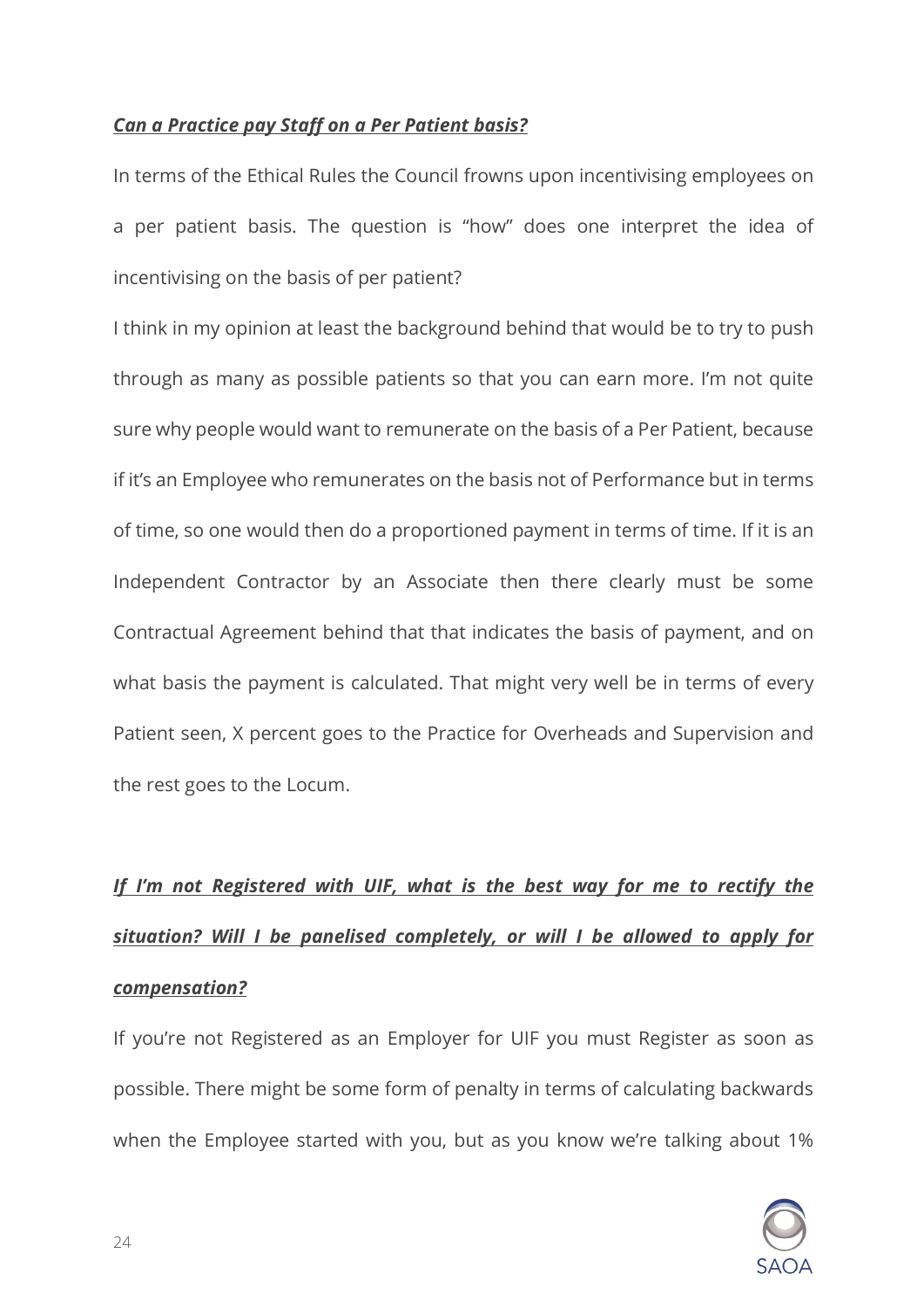***Can a Practice pay Staff on a Per Patient basis?***

In terms of the Ethical Rules the Council frowns upon incentivising employees on a per patient basis. The question is "how" does one interpret the idea of incentivising on the basis of per patient?

I think in my opinion at least the background behind that would be to try to push through as many as possible patients so that you can earn more. I'm not quite sure why people would want to remunerate on the basis of a Per Patient, because if it's an Employee who remunerates on the basis not of Performance but in terms of time, so one would then do a proportioned payment in terms of time. If it is an Independent Contractor by an Associate then there clearly must be some Contractual Agreement behind that that indicates the basis of payment, and on what basis the payment is calculated. That might very well be in terms of every Patient seen, X percent goes to the Practice for Overheads and Supervision and the rest goes to the Locum.

***If I'm not Registered with UIF, what is the best way for me to rectify the situation? Will I be panelised completely, or will I be allowed to apply for compensation?***

If you're not Registered as an Employer for UIF you must Register as soon as possible. There might be some form of penalty in terms of calculating backwards when the Employee started with you, but as you know we're talking about 1%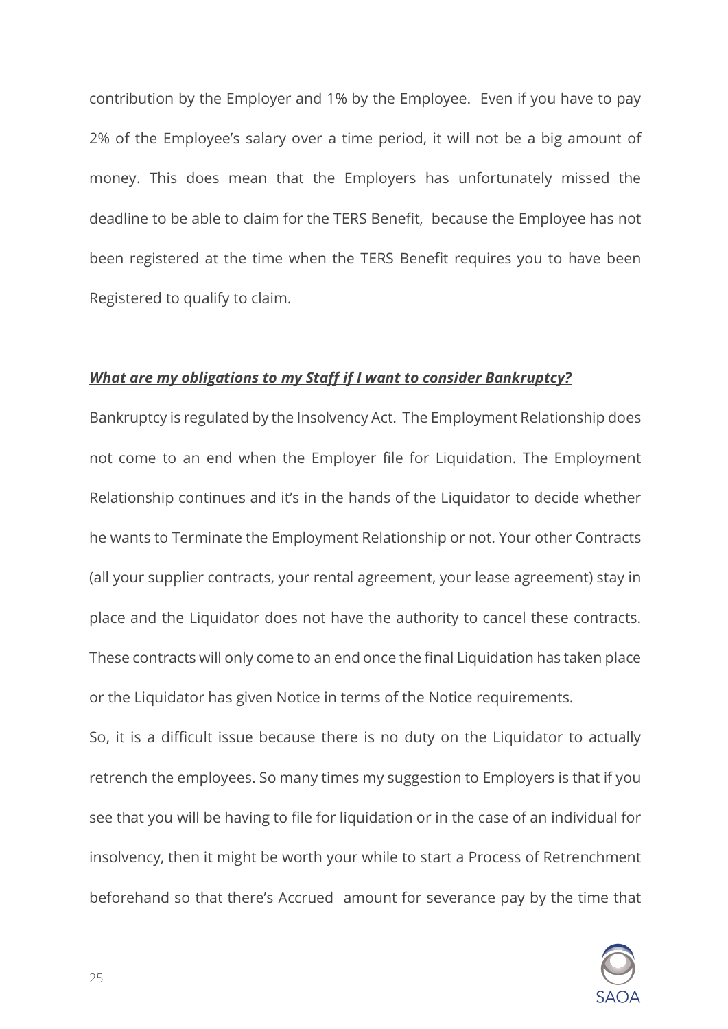contribution by the Employer and 1% by the Employee. Even if you have to pay 2% of the Employee's salary over a time period, it will not be a big amount of money. This does mean that the Employers has unfortunately missed the deadline to be able to claim for the TERS Benefit, because the Employee has not been registered at the time when the TERS Benefit requires you to have been Registered to qualify to claim.

***What are my obligations to my Staff if I want to consider Bankruptcy?***

Bankruptcy is regulated by the Insolvency Act. The Employment Relationship does not come to an end when the Employer file for Liquidation. The Employment Relationship continues and it's in the hands of the Liquidator to decide whether he wants to Terminate the Employment Relationship or not. Your other Contracts (all your supplier contracts, your rental agreement, your lease agreement) stay in place and the Liquidator does not have the authority to cancel these contracts. These contracts will only come to an end once the final Liquidation has taken place or the Liquidator has given Notice in terms of the Notice requirements.

So, it is a difficult issue because there is no duty on the Liquidator to actually retrench the employees. So many times my suggestion to Employers is that if you see that you will be having to file for liquidation or in the case of an individual for insolvency, then it might be worth your while to start a Process of Retrenchment beforehand so that there's Accrued amount for severance pay by the time that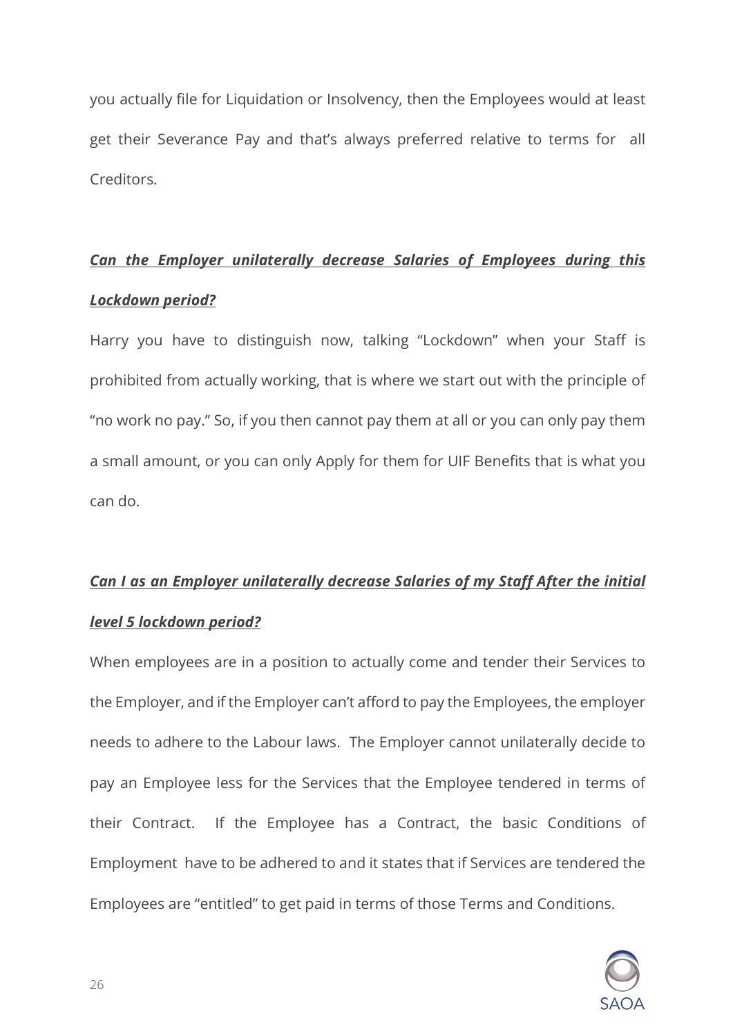you actually file for Liquidation or Insolvency, then the Employees would at least get their Severance Pay and that's always preferred relative to terms for all Creditors.

***Can the Employer unilaterally decrease Salaries of Employees during this Lockdown period?***

Harry you have to distinguish now, talking "Lockdown" when your Staff is prohibited from actually working, that is where we start out with the principle of "no work no pay." So, if you then cannot pay them at all or you can only pay them a small amount, or you can only Apply for them for UIF Benefits that is what you can do.

***Can I as an Employer unilaterally decrease Salaries of my Staff After the initial level 5 lockdown period?***

When employees are in a position to actually come and tender their Services to the Employer, and if the Employer can't afford to pay the Employees, the employer needs to adhere to the Labour laws. The Employer cannot unilaterally decide to pay an Employee less for the Services that the Employee tendered in terms of their Contract. If the Employee has a Contract, the basic Conditions of Employment have to be adhered to and it states that if Services are tendered the Employees are "entitled" to get paid in terms of those Terms and Conditions.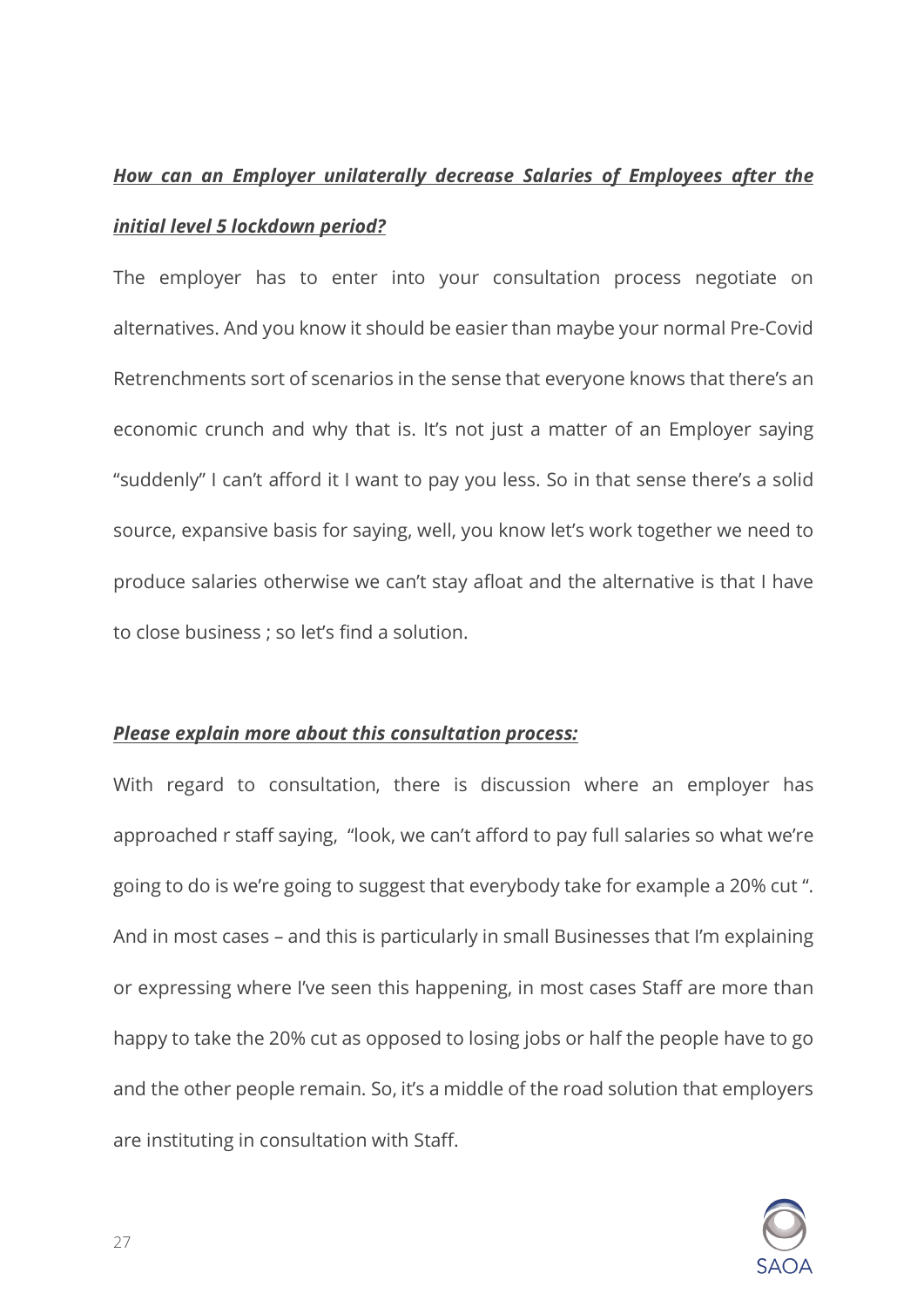***How can an Employer unilaterally decrease Salaries of Employees after the initial level 5 lockdown period?***

The employer has to enter into your consultation process negotiate on alternatives. And you know it should be easier than maybe your normal Pre-Covid Retrenchments sort of scenarios in the sense that everyone knows that there's an economic crunch and why that is. It's not just a matter of an Employer saying "suddenly" I can't afford it I want to pay you less. So in that sense there's a solid source, expansive basis for saying, well, you know let's work together we need to produce salaries otherwise we can't stay afloat and the alternative is that I have to close business ; so let's find a solution.

***Please explain more about this consultation process:***

With regard to consultation, there is discussion where an employer has approached r staff saying, "look, we can't afford to pay full salaries so what we're going to do is we're going to suggest that everybody take for example a 20% cut ". And in most cases – and this is particularly in small Businesses that I'm explaining or expressing where I've seen this happening, in most cases Staff are more than happy to take the 20% cut as opposed to losing jobs or half the people have to go and the other people remain. So, it's a middle of the road solution that employers are instituting in consultation with Staff.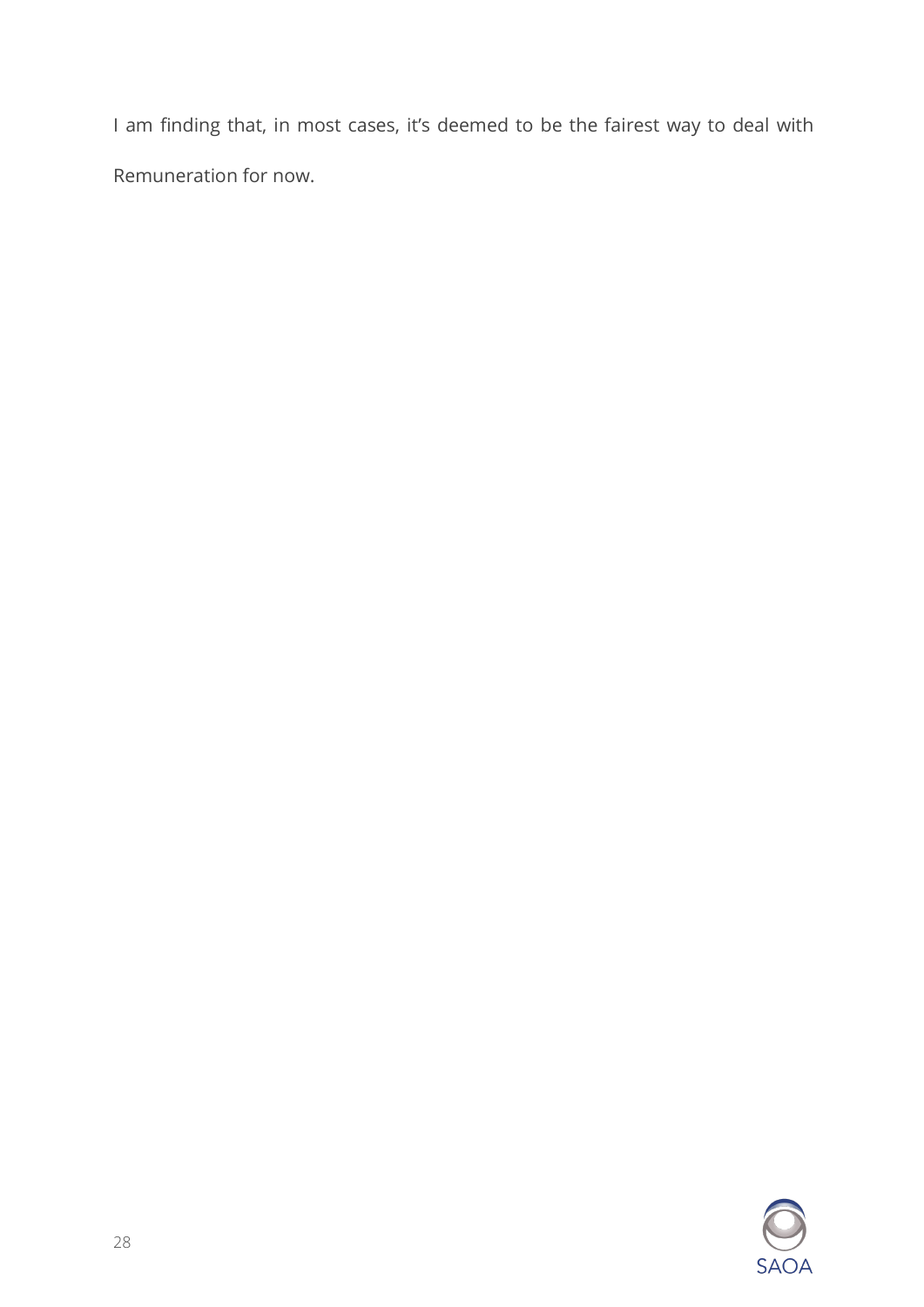I am finding that, in most cases, it's deemed to be the fairest way to deal with Remuneration for now.